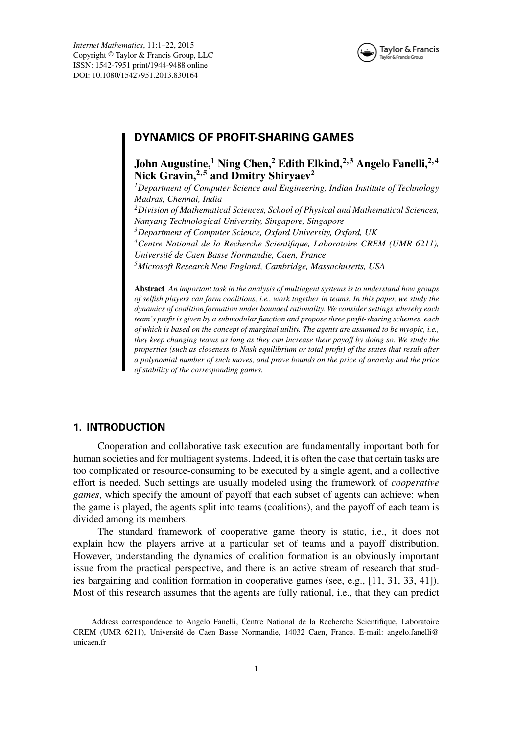# DYNAMICS OF PROFIT-SHARING GAMES

**John Augustine,[1] Ning Chen,[2] Edith Elkind,[2,3] Angelo Fanelli,[2,4] Nick Gravin,[2,5] and Dmitry Shiryaev[2]**

*[1]Department of Computer Science and Engineering, Indian Institute of Technology Madras, Chennai, India*
*[2]Division of Mathematical Sciences, School of Physical and Mathematical Sciences, Nanyang Technological University, Singapore, Singapore*
*[3]Department of Computer Science, Oxford University, Oxford, UK*
*[4]Centre National de la Recherche Scientifique, Laboratoire CREM (UMR 6211), Université de Caen Basse Normandie, Caen, France*
*[5]Microsoft Research New England, Cambridge, Massachusetts, USA*

**Abstract** *An important task in the analysis of multiagent systems is to understand how groups of selfish players can form coalitions, i.e., work together in teams. In this paper, we study the dynamics of coalition formation under bounded rationality. We consider settings whereby each team's profit is given by a submodular function and propose three profit-sharing schemes, each of which is based on the concept of marginal utility. The agents are assumed to be myopic, i.e., they keep changing teams as long as they can increase their payoff by doing so. We study the properties (such as closeness to Nash equilibrium or total profit) of the states that result after a polynomial number of such moves, and prove bounds on the price of anarchy and the price of stability of the corresponding games.*

## 1. INTRODUCTION

Cooperation and collaborative task execution are fundamentally important both for human societies and for multiagent systems. Indeed, it is often the case that certain tasks are too complicated or resource-consuming to be executed by a single agent, and a collective effort is needed. Such settings are usually modeled using the framework of *cooperative games*, which specify the amount of payoff that each subset of agents can achieve: when the game is played, the agents split into teams (coalitions), and the payoff of each team is divided among its members.

The standard framework of cooperative game theory is static, i.e., it does not explain how the players arrive at a particular set of teams and a payoff distribution. However, understanding the dynamics of coalition formation is an obviously important issue from the practical perspective, and there is an active stream of research that studies bargaining and coalition formation in cooperative games (see, e.g., [11, 31, 33, 41]). Most of this research assumes that the agents are fully rational, i.e., that they can predict

Address correspondence to Angelo Fanelli, Centre National de la Recherche Scientifique, Laboratoire CREM (UMR 6211), Université de Caen Basse Normandie, 14032 Caen, France. E-mail: angelo.fanelli@unicaen.fr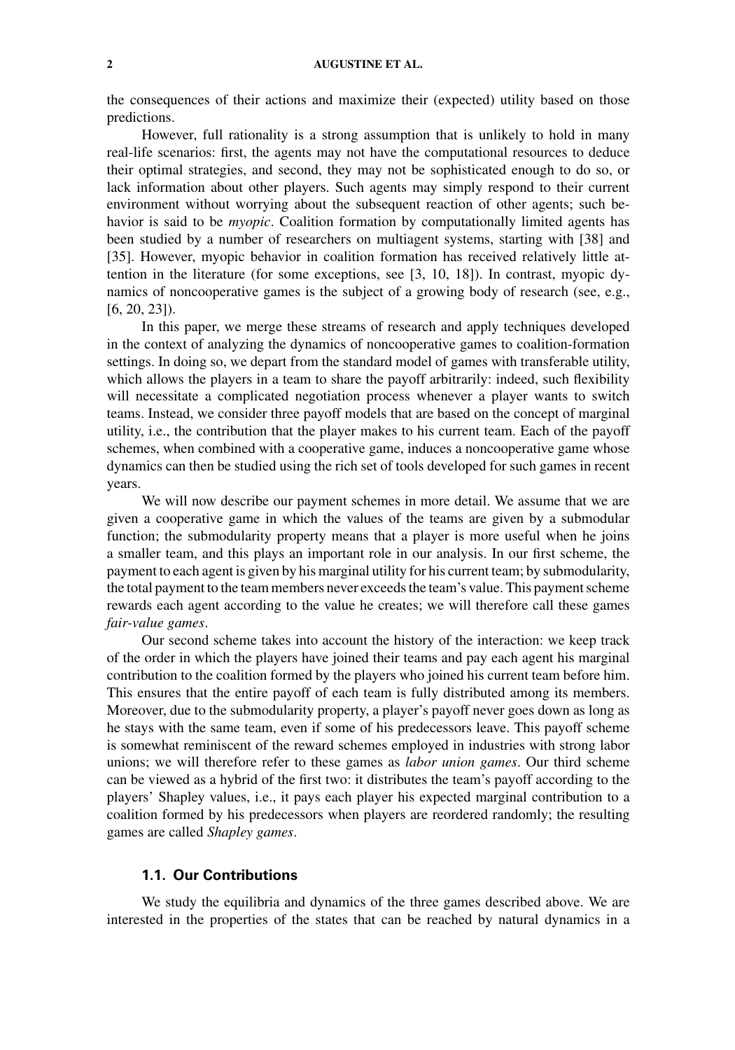the consequences of their actions and maximize their (expected) utility based on those predictions.

However, full rationality is a strong assumption that is unlikely to hold in many real-life scenarios: first, the agents may not have the computational resources to deduce their optimal strategies, and second, they may not be sophisticated enough to do so, or lack information about other players. Such agents may simply respond to their current environment without worrying about the subsequent reaction of other agents; such behavior is said to be *myopic*. Coalition formation by computationally limited agents has been studied by a number of researchers on multiagent systems, starting with [38] and [35]. However, myopic behavior in coalition formation has received relatively little attention in the literature (for some exceptions, see [3, 10, 18]). In contrast, myopic dynamics of noncooperative games is the subject of a growing body of research (see, e.g., [6, 20, 23]).

In this paper, we merge these streams of research and apply techniques developed in the context of analyzing the dynamics of noncooperative games to coalition-formation settings. In doing so, we depart from the standard model of games with transferable utility, which allows the players in a team to share the payoff arbitrarily: indeed, such flexibility will necessitate a complicated negotiation process whenever a player wants to switch teams. Instead, we consider three payoff models that are based on the concept of marginal utility, i.e., the contribution that the player makes to his current team. Each of the payoff schemes, when combined with a cooperative game, induces a noncooperative game whose dynamics can then be studied using the rich set of tools developed for such games in recent years.

We will now describe our payment schemes in more detail. We assume that we are given a cooperative game in which the values of the teams are given by a submodular function; the submodularity property means that a player is more useful when he joins a smaller team, and this plays an important role in our analysis. In our first scheme, the payment to each agent is given by his marginal utility for his current team; by submodularity, the total payment to the team members never exceeds the team's value. This payment scheme rewards each agent according to the value he creates; we will therefore call these games *fair-value games*.

Our second scheme takes into account the history of the interaction: we keep track of the order in which the players have joined their teams and pay each agent his marginal contribution to the coalition formed by the players who joined his current team before him. This ensures that the entire payoff of each team is fully distributed among its members. Moreover, due to the submodularity property, a player's payoff never goes down as long as he stays with the same team, even if some of his predecessors leave. This payoff scheme is somewhat reminiscent of the reward schemes employed in industries with strong labor unions; we will therefore refer to these games as *labor union games*. Our third scheme can be viewed as a hybrid of the first two: it distributes the team's payoff according to the players' Shapley values, i.e., it pays each player his expected marginal contribution to a coalition formed by his predecessors when players are reordered randomly; the resulting games are called *Shapley games*.

### 1.1. Our Contributions

We study the equilibria and dynamics of the three games described above. We are interested in the properties of the states that can be reached by natural dynamics in a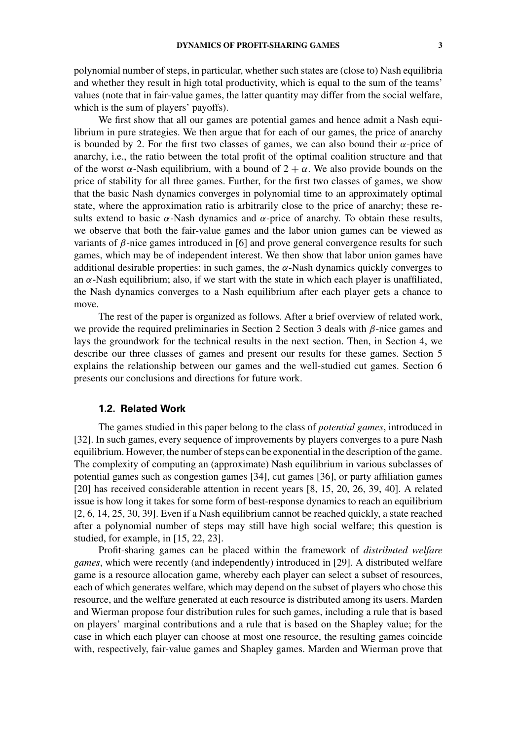polynomial number of steps, in particular, whether such states are (close to) Nash equilibria and whether they result in high total productivity, which is equal to the sum of the teams' values (note that in fair-value games, the latter quantity may differ from the social welfare, which is the sum of players' payoffs).

We first show that all our games are potential games and hence admit a Nash equilibrium in pure strategies. We then argue that for each of our games, the price of anarchy is bounded by 2. For the first two classes of games, we can also bound their $\alpha$-price of anarchy, i.e., the ratio between the total profit of the optimal coalition structure and that of the worst $\alpha$-Nash equilibrium, with a bound of $2 + \alpha$. We also provide bounds on the price of stability for all three games. Further, for the first two classes of games, we show that the basic Nash dynamics converges in polynomial time to an approximately optimal state, where the approximation ratio is arbitrarily close to the price of anarchy; these results extend to basic $\alpha$-Nash dynamics and $\alpha$-price of anarchy. To obtain these results, we observe that both the fair-value games and the labor union games can be viewed as variants of $\beta$-nice games introduced in [6] and prove general convergence results for such games, which may be of independent interest. We then show that labor union games have additional desirable properties: in such games, the $\alpha$-Nash dynamics quickly converges to an $\alpha$-Nash equilibrium; also, if we start with the state in which each player is unaffiliated, the Nash dynamics converges to a Nash equilibrium after each player gets a chance to move.

The rest of the paper is organized as follows. After a brief overview of related work, we provide the required preliminaries in Section 2 Section 3 deals with $\beta$-nice games and lays the groundwork for the technical results in the next section. Then, in Section 4, we describe our three classes of games and present our results for these games. Section 5 explains the relationship between our games and the well-studied cut games. Section 6 presents our conclusions and directions for future work.

### 1.2. Related Work

The games studied in this paper belong to the class of *potential games*, introduced in [32]. In such games, every sequence of improvements by players converges to a pure Nash equilibrium. However, the number of steps can be exponential in the description of the game. The complexity of computing an (approximate) Nash equilibrium in various subclasses of potential games such as congestion games [34], cut games [36], or party affiliation games [20] has received considerable attention in recent years [8, 15, 20, 26, 39, 40]. A related issue is how long it takes for some form of best-response dynamics to reach an equilibrium [2, 6, 14, 25, 30, 39]. Even if a Nash equilibrium cannot be reached quickly, a state reached after a polynomial number of steps may still have high social welfare; this question is studied, for example, in [15, 22, 23].

Profit-sharing games can be placed within the framework of *distributed welfare games*, which were recently (and independently) introduced in [29]. A distributed welfare game is a resource allocation game, whereby each player can select a subset of resources, each of which generates welfare, which may depend on the subset of players who chose this resource, and the welfare generated at each resource is distributed among its users. Marden and Wierman propose four distribution rules for such games, including a rule that is based on players' marginal contributions and a rule that is based on the Shapley value; for the case in which each player can choose at most one resource, the resulting games coincide with, respectively, fair-value games and Shapley games. Marden and Wierman prove that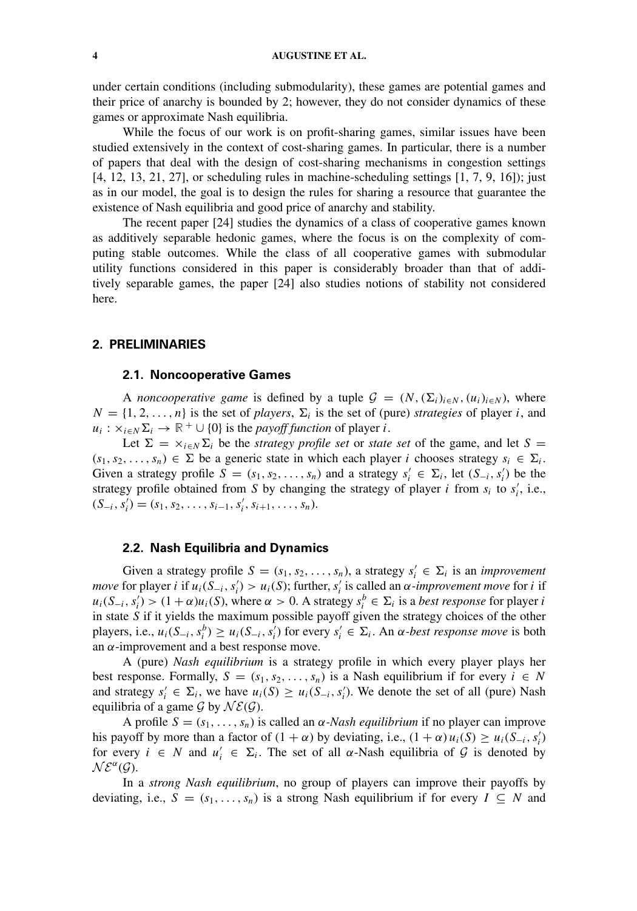under certain conditions (including submodularity), these games are potential games and their price of anarchy is bounded by 2; however, they do not consider dynamics of these games or approximate Nash equilibria.

While the focus of our work is on profit-sharing games, similar issues have been studied extensively in the context of cost-sharing games. In particular, there is a number of papers that deal with the design of cost-sharing mechanisms in congestion settings [4, 12, 13, 21, 27], or scheduling rules in machine-scheduling settings [1, 7, 9, 16]); just as in our model, the goal is to design the rules for sharing a resource that guarantee the existence of Nash equilibria and good price of anarchy and stability.

The recent paper [24] studies the dynamics of a class of cooperative games known as additively separable hedonic games, where the focus is on the complexity of computing stable outcomes. While the class of all cooperative games with submodular utility functions considered in this paper is considerably broader than that of additively separable games, the paper [24] also studies notions of stability not considered here.

## 2. PRELIMINARIES

### 2.1. Noncooperative Games

A *noncooperative game* is defined by a tuple $\mathcal{G} = (N, (\Sigma_i)_{i\in N}, (u_i)_{i\in N})$, where $N = \{1, 2, \ldots, n\}$ is the set of *players*, $\Sigma_i$ is the set of (pure) *strategies* of player $i$, and $u_i : \times_{i\in N}\Sigma_i \to \mathbb{R}^+ \cup \{0\}$ is the *payoff function* of player $i$.

Let $\Sigma = \times_{i\in N}\Sigma_i$ be the *strategy profile set* or *state set* of the game, and let $S = (s_1, s_2, \ldots, s_n) \in \Sigma$ be a generic state in which each player $i$ chooses strategy $s_i \in \Sigma_i$. Given a strategy profile $S = (s_1, s_2, \ldots, s_n)$ and a strategy $s_i' \in \Sigma_i$, let $(S_{-i}, s_i')$ be the strategy profile obtained from $S$ by changing the strategy of player $i$ from $s_i$ to $s_i'$, i.e., $(S_{-i}, s_i') = (s_1, s_2, \ldots, s_{i-1}, s_i', s_{i+1}, \ldots, s_n)$.

### 2.2. Nash Equilibria and Dynamics

Given a strategy profile $S = (s_1, s_2, \ldots, s_n)$, a strategy $s_i' \in \Sigma_i$ is an *improvement move* for player $i$ if $u_i(S_{-i}, s_i') > u_i(S)$; further, $s_i'$ is called an $\alpha$*-improvement move* for $i$ if $u_i(S_{-i}, s_i') > (1+\alpha)u_i(S)$, where $\alpha > 0$. A strategy $s_i^b \in \Sigma_i$ is a *best response* for player $i$ in state $S$ if it yields the maximum possible payoff given the strategy choices of the other players, i.e., $u_i(S_{-i}, s_i^b) \geq u_i(S_{-i}, s_i')$ for every $s_i' \in \Sigma_i$. An $\alpha$*-best response move* is both an $\alpha$-improvement and a best response move.

A (pure) *Nash equilibrium* is a strategy profile in which every player plays her best response. Formally, $S = (s_1, s_2, \ldots, s_n)$ is a Nash equilibrium if for every $i \in N$ and strategy $s_i' \in \Sigma_i$, we have $u_i(S) \geq u_i(S_{-i}, s_i')$. We denote the set of all (pure) Nash equilibria of a game $\mathcal{G}$ by $\mathcal{NE}(\mathcal{G})$.

A profile $S = (s_1, \ldots, s_n)$ is called an $\alpha$*-Nash equilibrium* if no player can improve his payoff by more than a factor of $(1+\alpha)$ by deviating, i.e., $(1+\alpha)\,u_i(S) \geq u_i(S_{-i}, s_i')$ for every $i \in N$ and $u_i' \in \Sigma_i$. The set of all $\alpha$-Nash equilibria of $\mathcal{G}$ is denoted by $\mathcal{NE}^{\alpha}(\mathcal{G})$.

In a *strong Nash equilibrium*, no group of players can improve their payoffs by deviating, i.e., $S = (s_1, \ldots, s_n)$ is a strong Nash equilibrium if for every $I \subseteq N$ and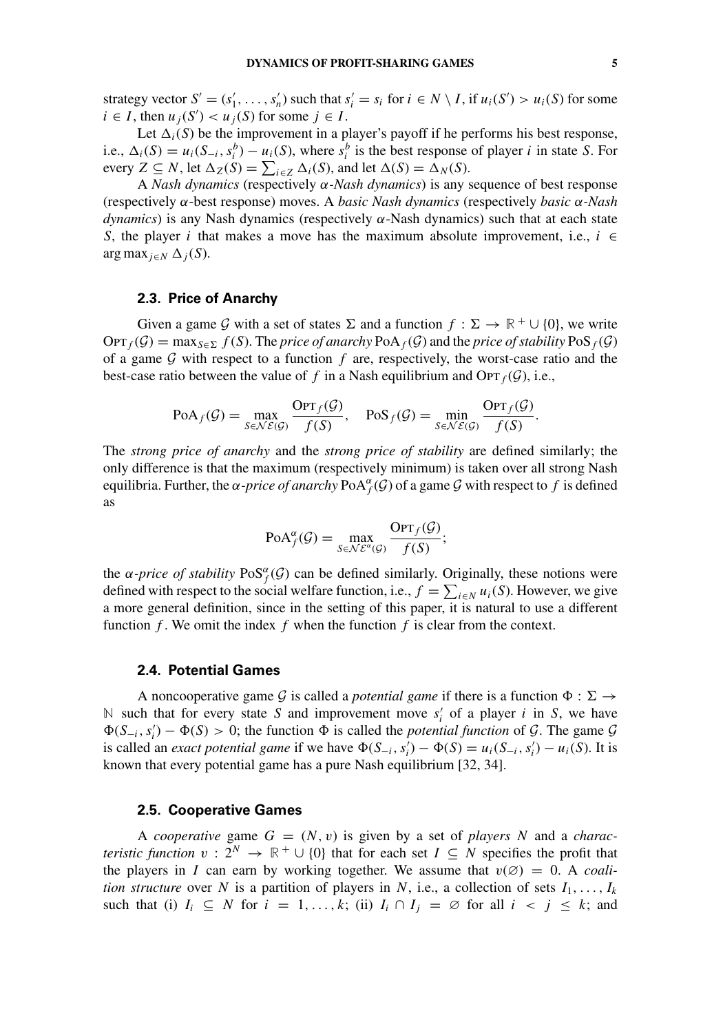strategy vector $S' = (s'_1, \dots, s'_n)$ such that $s'_i = s_i$ for $i \in N \setminus I$, if $u_i(S') > u_i(S)$ for some $i \in I$, then $u_j(S') < u_j(S)$ for some $j \in I$.

Let $\Delta_i(S)$ be the improvement in a player's payoff if he performs his best response, i.e., $\Delta_i(S) = u_i(S_{-i}, s_i^b) - u_i(S)$, where $s_i^b$ is the best response of player $i$ in state $S$. For every $Z \subseteq N$, let $\Delta_Z(S) = \sum_{i \in Z} \Delta_i(S)$, and let $\Delta(S) = \Delta_N(S)$.

A *Nash dynamics* (respectively $\alpha$*-Nash dynamics*) is any sequence of best response (respectively $\alpha$-best response) moves. A *basic Nash dynamics* (respectively *basic* $\alpha$*-Nash dynamics*) is any Nash dynamics (respectively $\alpha$-Nash dynamics) such that at each state $S$, the player $i$ that makes a move has the maximum absolute improvement, i.e., $i \in \arg\max_{j \in N} \Delta_j(S)$.

## 2.3. Price of Anarchy

Given a game $\mathcal{G}$ with a set of states $\Sigma$ and a function $f : \Sigma \to \mathbb{R}^+ \cup \{0\}$, we write $\mathrm{OPT}_f(\mathcal{G}) = \max_{S \in \Sigma} f(S)$. The *price of anarchy* $\mathrm{PoA}_f(\mathcal{G})$ and the *price of stability* $\mathrm{PoS}_f(\mathcal{G})$ of a game $\mathcal{G}$ with respect to a function $f$ are, respectively, the worst-case ratio and the best-case ratio between the value of $f$ in a Nash equilibrium and $\mathrm{OPT}_f(\mathcal{G})$, i.e.,

$$\mathrm{PoA}_f(\mathcal{G}) = \max_{S \in \mathcal{NE}(\mathcal{G})} \frac{\mathrm{OPT}_f(\mathcal{G})}{f(S)}, \quad \mathrm{PoS}_f(\mathcal{G}) = \min_{S \in \mathcal{NE}(\mathcal{G})} \frac{\mathrm{OPT}_f(\mathcal{G})}{f(S)}.$$

The *strong price of anarchy* and the *strong price of stability* are defined similarly; the only difference is that the maximum (respectively minimum) is taken over all strong Nash equilibria. Further, the $\alpha$*-price of anarchy* $\mathrm{PoA}^\alpha_f(\mathcal{G})$ of a game $\mathcal{G}$ with respect to $f$ is defined as

$$\mathrm{PoA}^\alpha_f(\mathcal{G}) = \max_{S \in \mathcal{NE}^\alpha(\mathcal{G})} \frac{\mathrm{OPT}_f(\mathcal{G})}{f(S)};$$

the $\alpha$*-price of stability* $\mathrm{PoS}^\alpha_f(\mathcal{G})$ can be defined similarly. Originally, these notions were defined with respect to the social welfare function, i.e., $f = \sum_{i \in N} u_i(S)$. However, we give a more general definition, since in the setting of this paper, it is natural to use a different function $f$. We omit the index $f$ when the function $f$ is clear from the context.

## 2.4. Potential Games

A noncooperative game $\mathcal{G}$ is called a *potential game* if there is a function $\Phi : \Sigma \to \mathbb{N}$ such that for every state $S$ and improvement move $s'_i$ of a player $i$ in $S$, we have $\Phi(S_{-i}, s'_i) - \Phi(S) > 0$; the function $\Phi$ is called the *potential function* of $\mathcal{G}$. The game $\mathcal{G}$ is called an *exact potential game* if we have $\Phi(S_{-i}, s'_i) - \Phi(S) = u_i(S_{-i}, s'_i) - u_i(S)$. It is known that every potential game has a pure Nash equilibrium [32, 34].

## 2.5. Cooperative Games

A *cooperative* game $G = (N, v)$ is given by a set of *players* $N$ and a *characteristic function* $v : 2^N \to \mathbb{R}^+ \cup \{0\}$ that for each set $I \subseteq N$ specifies the profit that the players in $I$ can earn by working together. We assume that $v(\varnothing) = 0$. A *coalition structure* over $N$ is a partition of players in $N$, i.e., a collection of sets $I_1, \dots, I_k$ such that (i) $I_i \subseteq N$ for $i = 1, \dots, k$; (ii) $I_i \cap I_j = \varnothing$ for all $i < j \le k$; and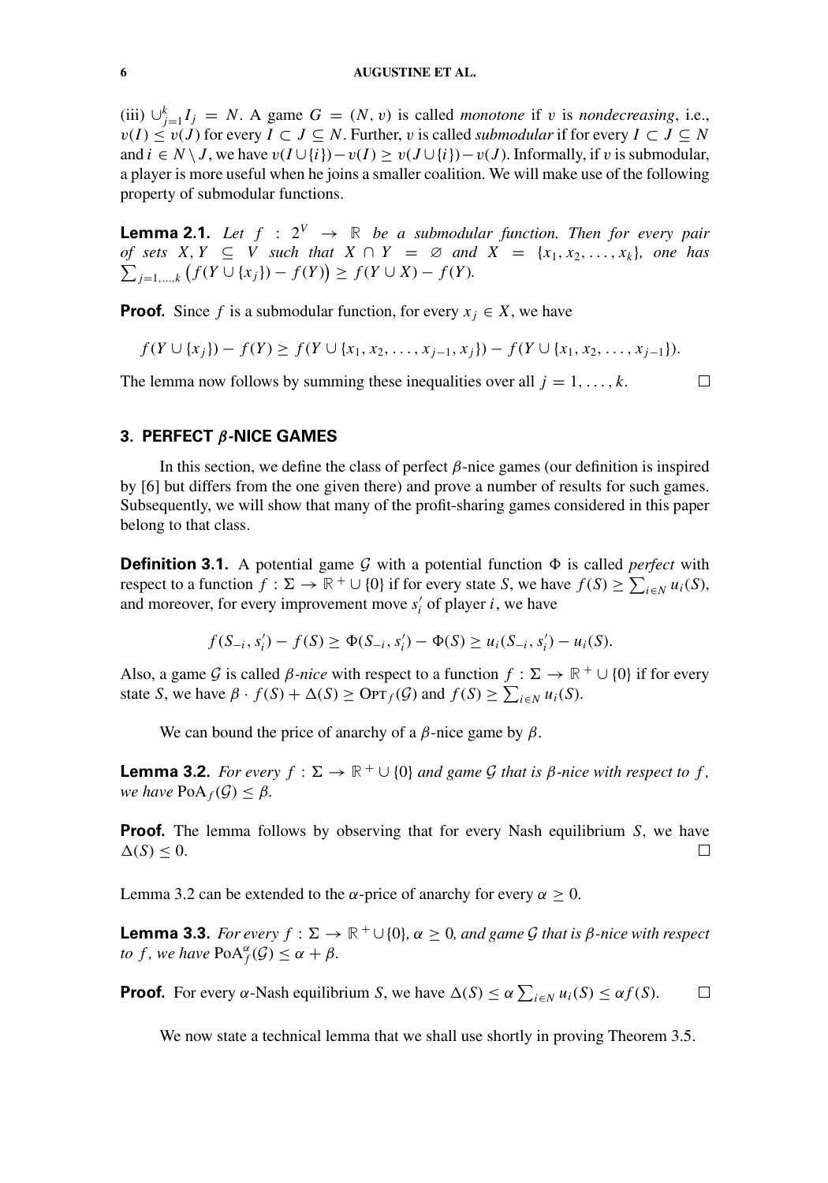(iii) $\cup_{j=1}^k I_j = N$. A game $G = (N, v)$ is called *monotone* if $v$ is *nondecreasing*, i.e., $v(I) \leq v(J)$ for every $I \subset J \subseteq N$. Further, $v$ is called *submodular* if for every $I \subset J \subseteq N$ and $i \in N \setminus J$, we have $v(I \cup \{i\}) - v(I) \geq v(J \cup \{i\}) - v(J)$. Informally, if $v$ is submodular, a player is more useful when he joins a smaller coalition. We will make use of the following property of submodular functions.

**Lemma 2.1.** *Let $f : 2^V \to \mathbb{R}$ be a submodular function. Then for every pair of sets $X, Y \subseteq V$ such that $X \cap Y = \emptyset$ and $X = \{x_1, x_2, \ldots, x_k\}$, one has $\sum_{j=1,\ldots,k} \big(f(Y \cup \{x_j\}) - f(Y)\big) \geq f(Y \cup X) - f(Y)$.*

**Proof.** Since $f$ is a submodular function, for every $x_j \in X$, we have

$$f(Y \cup \{x_j\}) - f(Y) \geq f(Y \cup \{x_1, x_2, \ldots, x_{j-1}, x_j\}) - f(Y \cup \{x_1, x_2, \ldots, x_{j-1}\}).$$

The lemma now follows by summing these inequalities over all $j = 1, \ldots, k$. $\square$

## 3. PERFECT $\beta$-NICE GAMES

In this section, we define the class of perfect $\beta$-nice games (our definition is inspired by [6] but differs from the one given there) and prove a number of results for such games. Subsequently, we will show that many of the profit-sharing games considered in this paper belong to that class.

**Definition 3.1.** A potential game $\mathcal{G}$ with a potential function $\Phi$ is called *perfect* with respect to a function $f : \Sigma \to \mathbb{R}^+ \cup \{0\}$ if for every state $S$, we have $f(S) \geq \sum_{i \in N} u_i(S)$, and moreover, for every improvement move $s_i'$ of player $i$, we have

$$f(S_{-i}, s_i') - f(S) \geq \Phi(S_{-i}, s_i') - \Phi(S) \geq u_i(S_{-i}, s_i') - u_i(S).$$

Also, a game $\mathcal{G}$ is called *$\beta$-nice* with respect to a function $f : \Sigma \to \mathbb{R}^+ \cup \{0\}$ if for every state $S$, we have $\beta \cdot f(S) + \Delta(S) \geq \text{OPT}_f(\mathcal{G})$ and $f(S) \geq \sum_{i \in N} u_i(S)$.

We can bound the price of anarchy of a $\beta$-nice game by $\beta$.

**Lemma 3.2.** *For every $f : \Sigma \to \mathbb{R}^+ \cup \{0\}$ and game $\mathcal{G}$ that is $\beta$-nice with respect to $f$, we have $\text{PoA}_f(\mathcal{G}) \leq \beta$.*

**Proof.** The lemma follows by observing that for every Nash equilibrium $S$, we have $\Delta(S) \leq 0$. $\square$

Lemma 3.2 can be extended to the $\alpha$-price of anarchy for every $\alpha \geq 0$.

**Lemma 3.3.** *For every $f : \Sigma \to \mathbb{R}^+ \cup \{0\}$, $\alpha \geq 0$, and game $\mathcal{G}$ that is $\beta$-nice with respect to $f$, we have $\text{PoA}_f^\alpha(\mathcal{G}) \leq \alpha + \beta$.*

**Proof.** For every $\alpha$-Nash equilibrium $S$, we have $\Delta(S) \leq \alpha \sum_{i \in N} u_i(S) \leq \alpha f(S)$. $\square$

We now state a technical lemma that we shall use shortly in proving Theorem 3.5.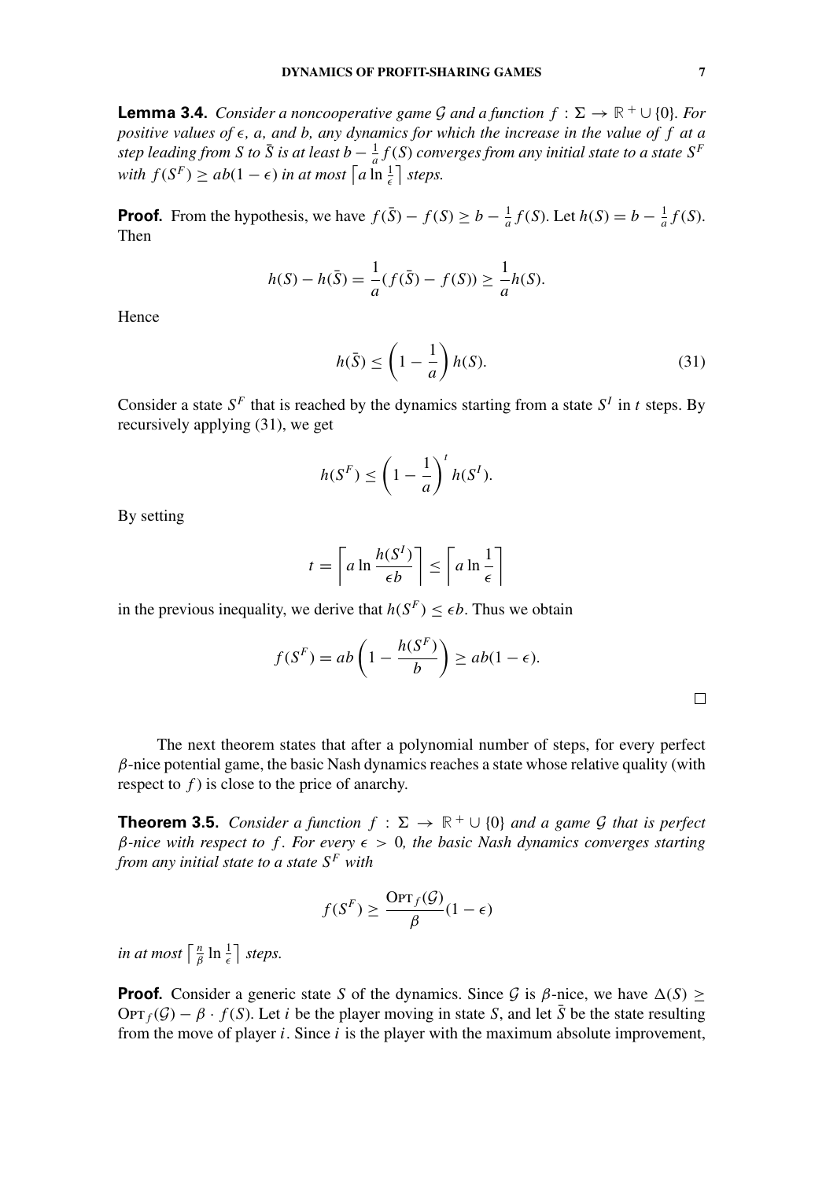**Lemma 3.4.** *Consider a noncooperative game $\mathcal{G}$ and a function $f : \Sigma \to \mathbb{R}^+ \cup \{0\}$. For positive values of $\epsilon$, $a$, and $b$, any dynamics for which the increase in the value of $f$ at a step leading from $S$ to $\bar{S}$ is at least $b - \frac{1}{a} f(S)$ converges from any initial state to a state $S^F$ with $f(S^F) \geq ab(1-\epsilon)$ in at most $\left\lceil a \ln \frac{1}{\epsilon} \right\rceil$ steps.*

**Proof.** From the hypothesis, we have $f(\bar{S}) - f(S) \geq b - \frac{1}{a} f(S)$. Let $h(S) = b - \frac{1}{a} f(S)$. Then

$$h(S) - h(\bar{S}) = \frac{1}{a}(f(\bar{S}) - f(S)) \geq \frac{1}{a} h(S).$$

Hence

$$h(\bar{S}) \leq \left(1 - \frac{1}{a}\right) h(S). \tag{31}$$

Consider a state $S^F$ that is reached by the dynamics starting from a state $S^I$ in $t$ steps. By recursively applying (31), we get

$$h(S^F) \leq \left(1 - \frac{1}{a}\right)^t h(S^I).$$

By setting

$$t = \left\lceil a \ln \frac{h(S^I)}{\epsilon b} \right\rceil \leq \left\lceil a \ln \frac{1}{\epsilon} \right\rceil$$

in the previous inequality, we derive that $h(S^F) \leq \epsilon b$. Thus we obtain

$$f(S^F) = ab \left(1 - \frac{h(S^F)}{b}\right) \geq ab(1-\epsilon).$$

□

The next theorem states that after a polynomial number of steps, for every perfect $\beta$-nice potential game, the basic Nash dynamics reaches a state whose relative quality (with respect to $f$) is close to the price of anarchy.

**Theorem 3.5.** *Consider a function $f : \Sigma \to \mathbb{R}^+ \cup \{0\}$ and a game $\mathcal{G}$ that is perfect $\beta$-nice with respect to $f$. For every $\epsilon > 0$, the basic Nash dynamics converges starting from any initial state to a state $S^F$ with*

$$f(S^F) \geq \frac{\textsc{Opt}_f(\mathcal{G})}{\beta}(1-\epsilon)$$

*in at most $\left\lceil \frac{n}{\beta} \ln \frac{1}{\epsilon} \right\rceil$ steps.*

**Proof.** Consider a generic state $S$ of the dynamics. Since $\mathcal{G}$ is $\beta$-nice, we have $\Delta(S) \geq \textsc{Opt}_f(\mathcal{G}) - \beta \cdot f(S)$. Let $i$ be the player moving in state $S$, and let $\bar{S}$ be the state resulting from the move of player $i$. Since $i$ is the player with the maximum absolute improvement,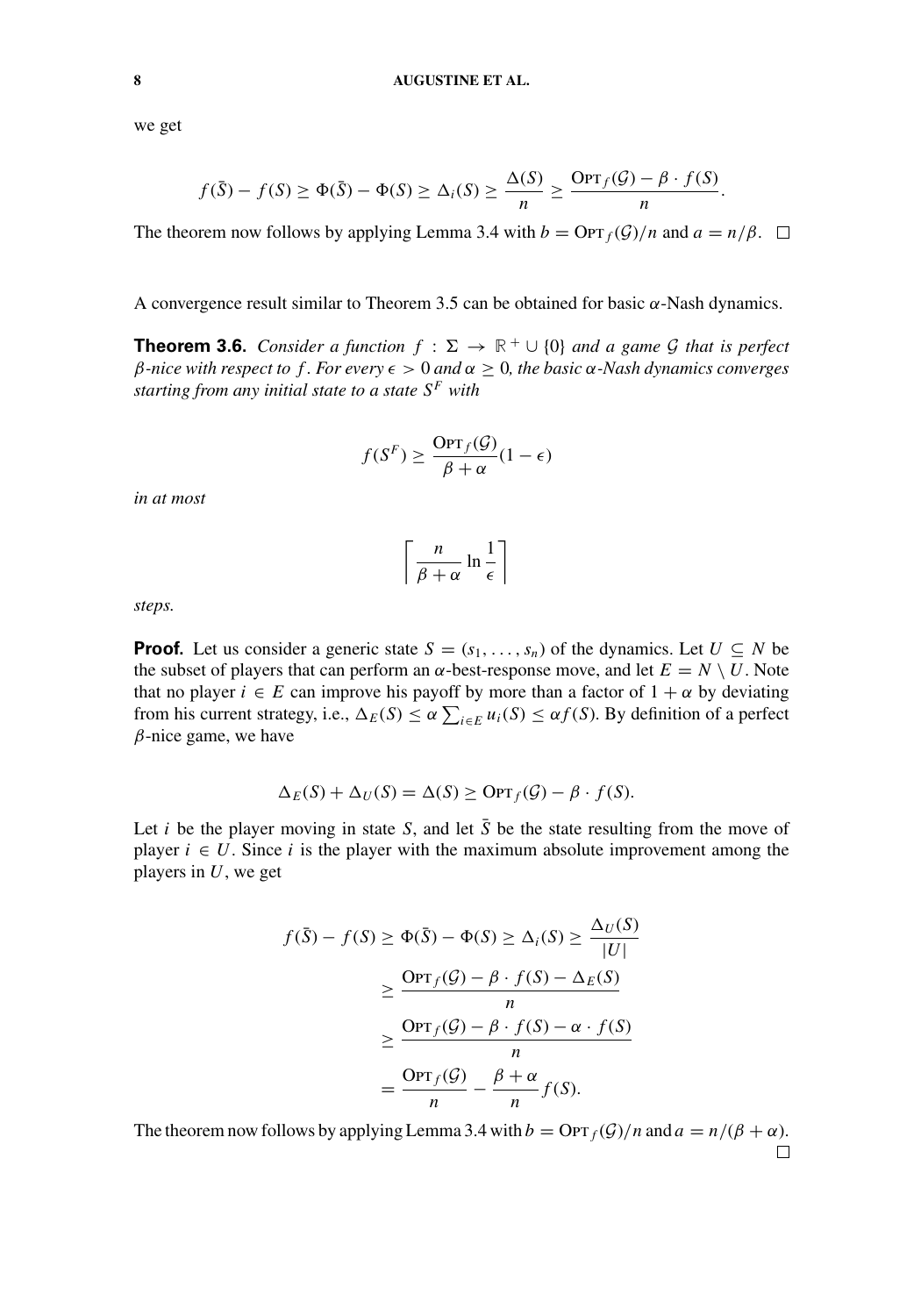we get

$$f(\bar{S}) - f(S) \geq \Phi(\bar{S}) - \Phi(S) \geq \Delta_i(S) \geq \frac{\Delta(S)}{n} \geq \frac{\text{Opt}_f(\mathcal{G}) - \beta \cdot f(S)}{n}.$$

The theorem now follows by applying Lemma 3.4 with $b = \text{Opt}_f(\mathcal{G})/n$ and $a = n/\beta$. $\square$

A convergence result similar to Theorem 3.5 can be obtained for basic $\alpha$-Nash dynamics.

**Theorem 3.6.** *Consider a function* $f : \Sigma \to \mathbb{R}^+ \cup \{0\}$ *and a game* $\mathcal{G}$ *that is perfect* $\beta$*-nice with respect to* $f$*. For every* $\epsilon > 0$ *and* $\alpha \geq 0$*, the basic* $\alpha$*-Nash dynamics converges starting from any initial state to a state* $S^F$ *with*

$$f(S^F) \geq \frac{\text{Opt}_f(\mathcal{G})}{\beta + \alpha}(1 - \epsilon)$$

*in at most*

$$\left\lceil \frac{n}{\beta + \alpha} \ln \frac{1}{\epsilon} \right\rceil$$

*steps.*

**Proof.** Let us consider a generic state $S = (s_1, \ldots, s_n)$ of the dynamics. Let $U \subseteq N$ be the subset of players that can perform an $\alpha$-best-response move, and let $E = N \setminus U$. Note that no player $i \in E$ can improve his payoff by more than a factor of $1 + \alpha$ by deviating from his current strategy, i.e., $\Delta_E(S) \leq \alpha \sum_{i \in E} u_i(S) \leq \alpha f(S)$. By definition of a perfect $\beta$-nice game, we have

$$\Delta_E(S) + \Delta_U(S) = \Delta(S) \geq \text{Opt}_f(\mathcal{G}) - \beta \cdot f(S).$$

Let $i$ be the player moving in state $S$, and let $\bar{S}$ be the state resulting from the move of player $i \in U$. Since $i$ is the player with the maximum absolute improvement among the players in $U$, we get

$$\begin{aligned}
f(\bar{S}) - f(S) \geq \Phi(\bar{S}) - \Phi(S) \geq \Delta_i(S) &\geq \frac{\Delta_U(S)}{|U|} \\
&\geq \frac{\text{Opt}_f(\mathcal{G}) - \beta \cdot f(S) - \Delta_E(S)}{n} \\
&\geq \frac{\text{Opt}_f(\mathcal{G}) - \beta \cdot f(S) - \alpha \cdot f(S)}{n} \\
&= \frac{\text{Opt}_f(\mathcal{G})}{n} - \frac{\beta + \alpha}{n} f(S).
\end{aligned}$$

The theorem now follows by applying Lemma 3.4 with $b = \text{Opt}_f(\mathcal{G})/n$ and $a = n/(\beta + \alpha)$. $\square$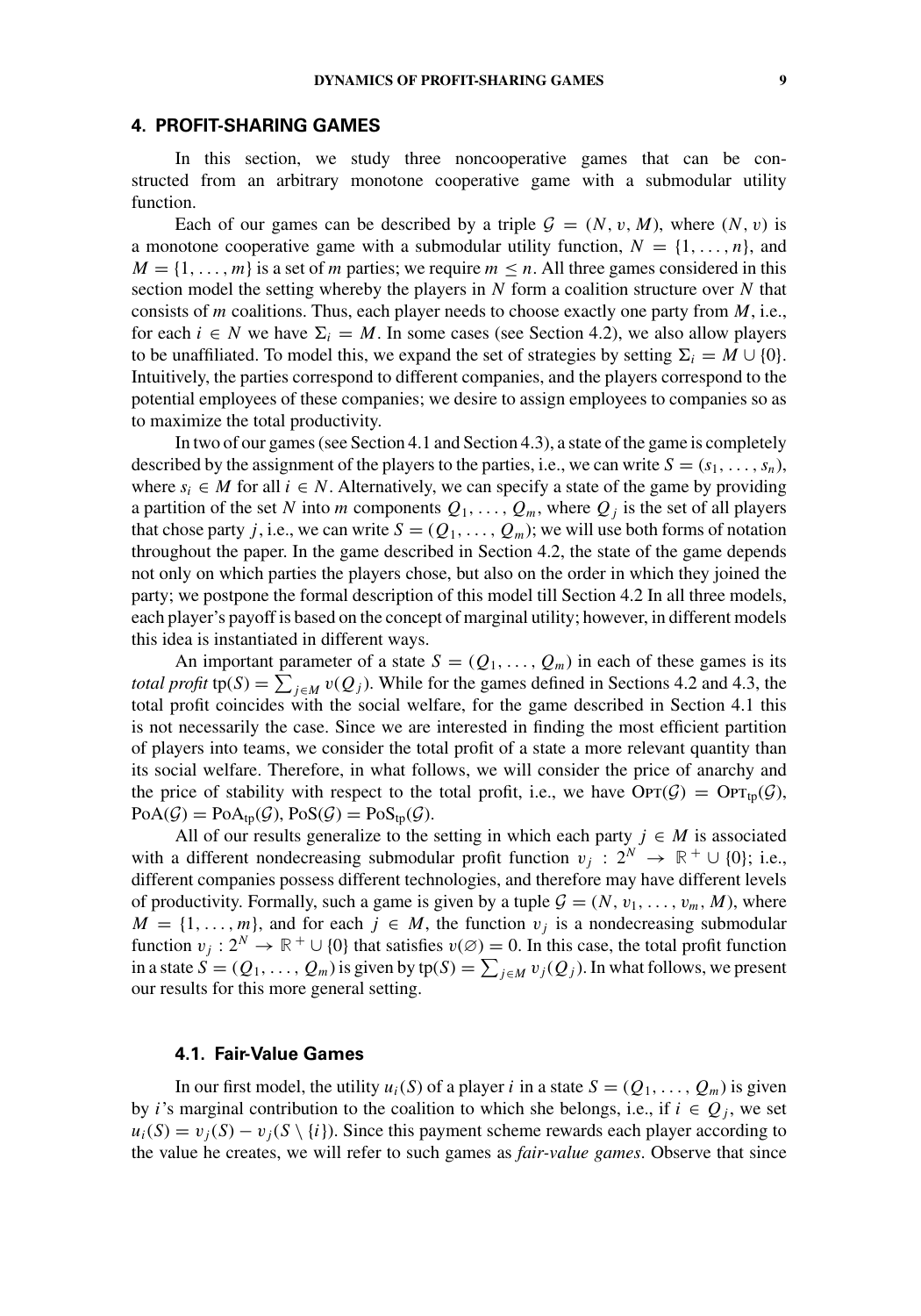## 4. PROFIT-SHARING GAMES

In this section, we study three noncooperative games that can be constructed from an arbitrary monotone cooperative game with a submodular utility function.

Each of our games can be described by a triple $\mathcal{G} = (N, v, M)$, where $(N, v)$ is a monotone cooperative game with a submodular utility function, $N = \{1, \ldots, n\}$, and $M = \{1, \ldots, m\}$ is a set of $m$ parties; we require $m \leq n$. All three games considered in this section model the setting whereby the players in $N$ form a coalition structure over $N$ that consists of $m$ coalitions. Thus, each player needs to choose exactly one party from $M$, i.e., for each $i \in N$ we have $\Sigma_i = M$. In some cases (see Section 4.2), we also allow players to be unaffiliated. To model this, we expand the set of strategies by setting $\Sigma_i = M \cup \{0\}$. Intuitively, the parties correspond to different companies, and the players correspond to the potential employees of these companies; we desire to assign employees to companies so as to maximize the total productivity.

In two of our games (see Section 4.1 and Section 4.3), a state of the game is completely described by the assignment of the players to the parties, i.e., we can write $S = (s_1, \ldots, s_n)$, where $s_i \in M$ for all $i \in N$. Alternatively, we can specify a state of the game by providing a partition of the set $N$ into $m$ components $Q_1, \ldots, Q_m$, where $Q_j$ is the set of all players that chose party $j$, i.e., we can write $S = (Q_1, \ldots, Q_m)$; we will use both forms of notation throughout the paper. In the game described in Section 4.2, the state of the game depends not only on which parties the players chose, but also on the order in which they joined the party; we postpone the formal description of this model till Section 4.2 In all three models, each player's payoff is based on the concept of marginal utility; however, in different models this idea is instantiated in different ways.

An important parameter of a state $S = (Q_1, \ldots, Q_m)$ in each of these games is its *total profit* $\text{tp}(S) = \sum_{j \in M} v(Q_j)$. While for the games defined in Sections 4.2 and 4.3, the total profit coincides with the social welfare, for the game described in Section 4.1 this is not necessarily the case. Since we are interested in finding the most efficient partition of players into teams, we consider the total profit of a state a more relevant quantity than its social welfare. Therefore, in what follows, we will consider the price of anarchy and the price of stability with respect to the total profit, i.e., we have $\text{OPT}(\mathcal{G}) = \text{OPT}_{\text{tp}}(\mathcal{G})$, $\text{PoA}(\mathcal{G}) = \text{PoA}_{\text{tp}}(\mathcal{G})$, $\text{PoS}(\mathcal{G}) = \text{PoS}_{\text{tp}}(\mathcal{G})$.

All of our results generalize to the setting in which each party $j \in M$ is associated with a different nondecreasing submodular profit function $v_j : 2^N \to \mathbb{R}^+ \cup \{0\}$; i.e., different companies possess different technologies, and therefore may have different levels of productivity. Formally, such a game is given by a tuple $\mathcal{G} = (N, v_1, \ldots, v_m, M)$, where $M = \{1, \ldots, m\}$, and for each $j \in M$, the function $v_j$ is a nondecreasing submodular function $v_j : 2^N \to \mathbb{R}^+ \cup \{0\}$ that satisfies $v(\varnothing) = 0$. In this case, the total profit function in a state $S = (Q_1, \ldots, Q_m)$ is given by $\text{tp}(S) = \sum_{j \in M} v_j(Q_j)$. In what follows, we present our results for this more general setting.

### 4.1. Fair-Value Games

In our first model, the utility $u_i(S)$ of a player $i$ in a state $S = (Q_1, \ldots, Q_m)$ is given by $i$'s marginal contribution to the coalition to which she belongs, i.e., if $i \in Q_j$, we set $u_i(S) = v_j(S) - v_j(S \setminus \{i\})$. Since this payment scheme rewards each player according to the value he creates, we will refer to such games as *fair-value games*. Observe that since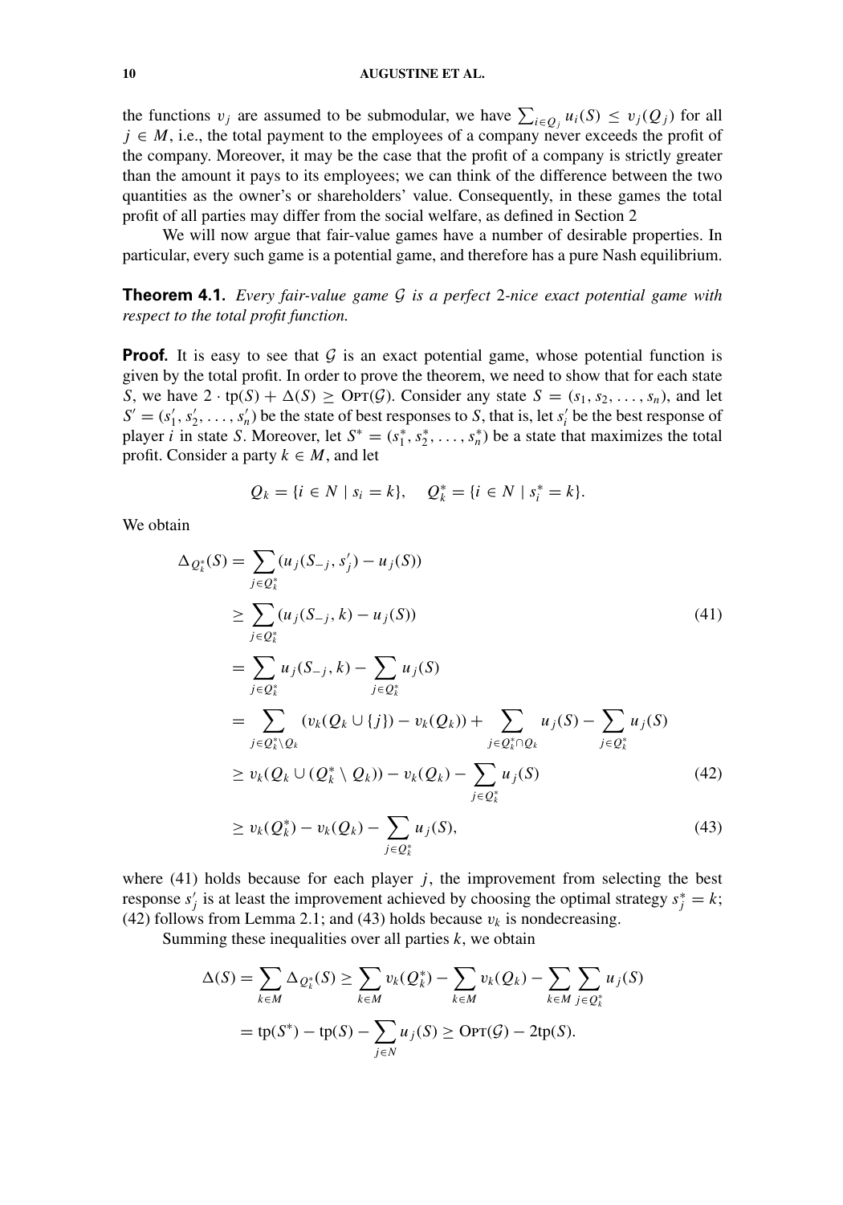the functions $v_j$ are assumed to be submodular, we have $\sum_{i \in Q_j} u_i(S) \leq v_j(Q_j)$ for all $j \in M$, i.e., the total payment to the employees of a company never exceeds the profit of the company. Moreover, it may be the case that the profit of a company is strictly greater than the amount it pays to its employees; we can think of the difference between the two quantities as the owner's or shareholders' value. Consequently, in these games the total profit of all parties may differ from the social welfare, as defined in Section 2

We will now argue that fair-value games have a number of desirable properties. In particular, every such game is a potential game, and therefore has a pure Nash equilibrium.

**Theorem 4.1.** *Every fair-value game $\mathcal{G}$ is a perfect 2-nice exact potential game with respect to the total profit function.*

**Proof.** It is easy to see that $\mathcal{G}$ is an exact potential game, whose potential function is given by the total profit. In order to prove the theorem, we need to show that for each state $S$, we have $2 \cdot \mathrm{tp}(S) + \Delta(S) \geq \mathrm{OPT}(\mathcal{G})$. Consider any state $S = (s_1, s_2, \ldots, s_n)$, and let $S' = (s'_1, s'_2, \ldots, s'_n)$ be the state of best responses to $S$, that is, let $s'_i$ be the best response of player $i$ in state $S$. Moreover, let $S^* = (s^*_1, s^*_2, \ldots, s^*_n)$ be a state that maximizes the total profit. Consider a party $k \in M$, and let

$$Q_k = \{i \in N \mid s_i = k\}, \quad Q^*_k = \{i \in N \mid s^*_i = k\}.$$

We obtain

$$\begin{aligned}
\Delta_{Q^*_k}(S) &= \sum_{j \in Q^*_k} (u_j(S_{-j}, s'_j) - u_j(S)) \\
&\geq \sum_{j \in Q^*_k} (u_j(S_{-j}, k) - u_j(S)) \qquad (41) \\
&= \sum_{j \in Q^*_k} u_j(S_{-j}, k) - \sum_{j \in Q^*_k} u_j(S) \\
&= \sum_{j \in Q^*_k \setminus Q_k} (v_k(Q_k \cup \{j\}) - v_k(Q_k)) + \sum_{j \in Q^*_k \cap Q_k} u_j(S) - \sum_{j \in Q^*_k} u_j(S) \\
&\geq v_k(Q_k \cup (Q^*_k \setminus Q_k)) - v_k(Q_k) - \sum_{j \in Q^*_k} u_j(S) \qquad (42) \\
&\geq v_k(Q^*_k) - v_k(Q_k) - \sum_{j \in Q^*_k} u_j(S), \qquad (43)
\end{aligned}$$

where (41) holds because for each player $j$, the improvement from selecting the best response $s'_j$ is at least the improvement achieved by choosing the optimal strategy $s^*_j = k$; (42) follows from Lemma 2.1; and (43) holds because $v_k$ is nondecreasing.

Summing these inequalities over all parties $k$, we obtain

$$\begin{aligned}
\Delta(S) = \sum_{k \in M} \Delta_{Q^*_k}(S) &\geq \sum_{k \in M} v_k(Q^*_k) - \sum_{k \in M} v_k(Q_k) - \sum_{k \in M} \sum_{j \in Q^*_k} u_j(S) \\
&= \mathrm{tp}(S^*) - \mathrm{tp}(S) - \sum_{j \in N} u_j(S) \geq \mathrm{OPT}(\mathcal{G}) - 2\mathrm{tp}(S).
\end{aligned}$$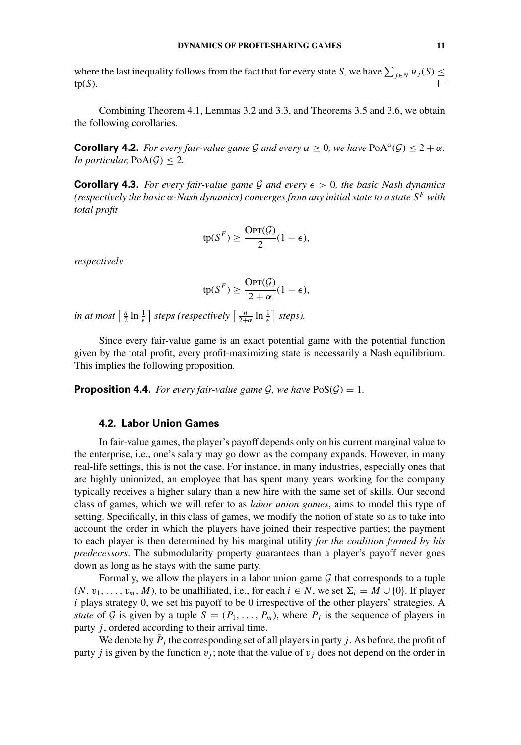where the last inequality follows from the fact that for every state $S$, we have $\sum_{j \in N} u_j(S) \leq \text{tp}(S)$. □

Combining Theorem 4.1, Lemmas 3.2 and 3.3, and Theorems 3.5 and 3.6, we obtain the following corollaries.

**Corollary 4.2.** *For every fair-value game $\mathcal{G}$ and every $\alpha \geq 0$, we have $\text{PoA}^{\alpha}(\mathcal{G}) \leq 2 + \alpha$. In particular, $\text{PoA}(\mathcal{G}) \leq 2$.*

**Corollary 4.3.** *For every fair-value game $\mathcal{G}$ and every $\epsilon > 0$, the basic Nash dynamics (respectively the basic $\alpha$-Nash dynamics) converges from any initial state to a state $S^F$ with total profit*

$$\text{tp}(S^F) \geq \frac{\text{OPT}(\mathcal{G})}{2}(1 - \epsilon),$$

*respectively*

$$\text{tp}(S^F) \geq \frac{\text{OPT}(\mathcal{G})}{2 + \alpha}(1 - \epsilon),$$

*in at most $\left\lceil \frac{n}{2} \ln \frac{1}{\epsilon} \right\rceil$ steps (respectively $\left\lceil \frac{n}{2+\alpha} \ln \frac{1}{\epsilon} \right\rceil$ steps).*

Since every fair-value game is an exact potential game with the potential function given by the total profit, every profit-maximizing state is necessarily a Nash equilibrium. This implies the following proposition.

**Proposition 4.4.** *For every fair-value game $\mathcal{G}$, we have $\text{PoS}(\mathcal{G}) = 1$.*

### 4.2. Labor Union Games

In fair-value games, the player's payoff depends only on his current marginal value to the enterprise, i.e., one's salary may go down as the company expands. However, in many real-life settings, this is not the case. For instance, in many industries, especially ones that are highly unionized, an employee that has spent many years working for the company typically receives a higher salary than a new hire with the same set of skills. Our second class of games, which we will refer to as *labor union games*, aims to model this type of setting. Specifically, in this class of games, we modify the notion of state so as to take into account the order in which the players have joined their respective parties; the payment to each player is then determined by his marginal utility *for the coalition formed by his predecessors*. The submodularity property guarantees than a player's payoff never goes down as long as he stays with the same party.

Formally, we allow the players in a labor union game $\mathcal{G}$ that corresponds to a tuple $(N, v_1, \ldots, v_m, M)$, to be unaffiliated, i.e., for each $i \in N$, we set $\Sigma_i = M \cup \{0\}$. If player $i$ plays strategy 0, we set his payoff to be 0 irrespective of the other players' strategies. A *state* of $\mathcal{G}$ is given by a tuple $S = (P_1, \ldots, P_m)$, where $P_j$ is the sequence of players in party $j$, ordered according to their arrival time.

We denote by $\bar{P}_j$ the corresponding set of all players in party $j$. As before, the profit of party $j$ is given by the function $v_j$; note that the value of $v_j$ does not depend on the order in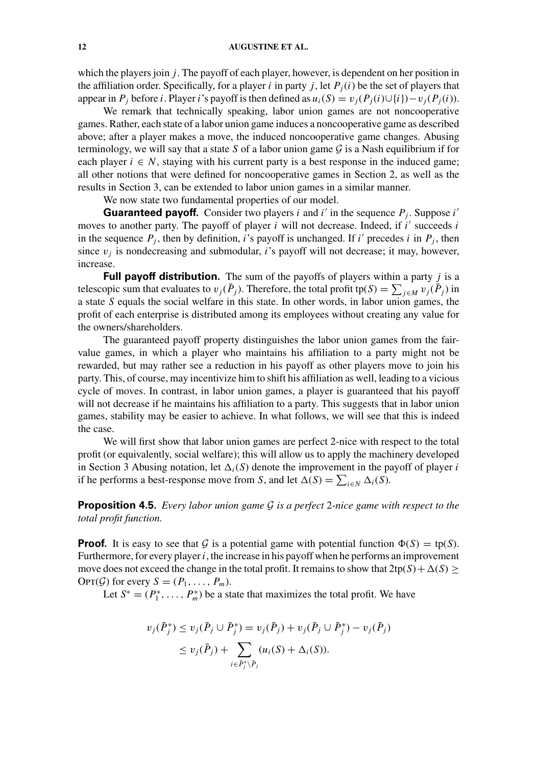which the players join $j$. The payoff of each player, however, is dependent on her position in the affiliation order. Specifically, for a player $i$ in party $j$, let $P_j(i)$ be the set of players that appear in $P_j$ before $i$. Player $i$'s payoff is then defined as $u_i(S) = v_j(P_j(i) \cup \{i\}) - v_j(P_j(i))$.

We remark that technically speaking, labor union games are not noncooperative games. Rather, each state of a labor union game induces a noncooperative game as described above; after a player makes a move, the induced noncooperative game changes. Abusing terminology, we will say that a state $S$ of a labor union game $\mathcal{G}$ is a Nash equilibrium if for each player $i \in N$, staying with his current party is a best response in the induced game; all other notions that were defined for noncooperative games in Section 2, as well as the results in Section 3, can be extended to labor union games in a similar manner.

We now state two fundamental properties of our model.

**Guaranteed payoff.** Consider two players $i$ and $i'$ in the sequence $P_j$. Suppose $i'$ moves to another party. The payoff of player $i$ will not decrease. Indeed, if $i'$ succeeds $i$ in the sequence $P_j$, then by definition, $i$'s payoff is unchanged. If $i'$ precedes $i$ in $P_j$, then since $v_j$ is nondecreasing and submodular, $i$'s payoff will not decrease; it may, however, increase.

**Full payoff distribution.** The sum of the payoffs of players within a party $j$ is a telescopic sum that evaluates to $v_j(\bar{P}_j)$. Therefore, the total profit $\text{tp}(S) = \sum_{j \in M} v_j(\bar{P}_j)$ in a state $S$ equals the social welfare in this state. In other words, in labor union games, the profit of each enterprise is distributed among its employees without creating any value for the owners/shareholders.

The guaranteed payoff property distinguishes the labor union games from the fair-value games, in which a player who maintains his affiliation to a party might not be rewarded, but may rather see a reduction in his payoff as other players move to join his party. This, of course, may incentivize him to shift his affiliation as well, leading to a vicious cycle of moves. In contrast, in labor union games, a player is guaranteed that his payoff will not decrease if he maintains his affiliation to a party. This suggests that in labor union games, stability may be easier to achieve. In what follows, we will see that this is indeed the case.

We will first show that labor union games are perfect 2-nice with respect to the total profit (or equivalently, social welfare); this will allow us to apply the machinery developed in Section 3 Abusing notation, let $\Delta_i(S)$ denote the improvement in the payoff of player $i$ if he performs a best-response move from $S$, and let $\Delta(S) = \sum_{i \in N} \Delta_i(S)$.

**Proposition 4.5.** *Every labor union game $\mathcal{G}$ is a perfect 2-nice game with respect to the total profit function.*

**Proof.** It is easy to see that $\mathcal{G}$ is a potential game with potential function $\Phi(S) = \text{tp}(S)$. Furthermore, for every player $i$, the increase in his payoff when he performs an improvement move does not exceed the change in the total profit. It remains to show that $2\text{tp}(S) + \Delta(S) \geq \text{OPT}(\mathcal{G})$ for every $S = (P_1, \ldots, P_m)$.

Let $S^* = (P_1^*, \ldots, P_m^*)$ be a state that maximizes the total profit. We have

$$
\begin{aligned}
v_j(\bar{P}_j^*) &\leq v_j(\bar{P}_j \cup \bar{P}_j^*) = v_j(\bar{P}_j) + v_j(\bar{P}_j \cup \bar{P}_j^*) - v_j(\bar{P}_j) \\
&\leq v_j(\bar{P}_j) + \sum_{i \in \bar{P}_j^* \setminus \bar{P}_j} (u_i(S) + \Delta_i(S)).
\end{aligned}
$$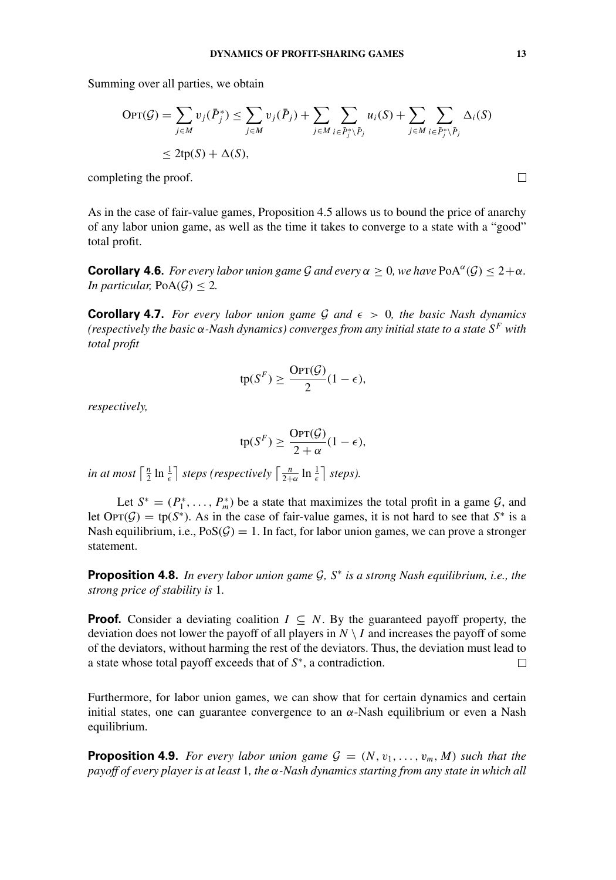Summing over all parties, we obtain

$$\begin{aligned}
\textsc{Opt}(\mathcal{G}) = \sum_{j \in M} v_j(\bar{P}_j^*) &\le \sum_{j \in M} v_j(\bar{P}_j) + \sum_{j \in M} \sum_{i \in \bar{P}_j^* \setminus \bar{P}_j} u_i(S) + \sum_{j \in M} \sum_{i \in \bar{P}_j^* \setminus \bar{P}_j} \Delta_i(S) \\
&\le 2\text{tp}(S) + \Delta(S),
\end{aligned}$$

completing the proof. ◻

As in the case of fair-value games, Proposition 4.5 allows us to bound the price of anarchy of any labor union game, as well as the time it takes to converge to a state with a "good" total profit.

**Corollary 4.6.** *For every labor union game $\mathcal{G}$ and every $\alpha \ge 0$, we have $\text{PoA}^\alpha(\mathcal{G}) \le 2+\alpha$. In particular, $\text{PoA}(\mathcal{G}) \le 2$.*

**Corollary 4.7.** *For every labor union game $\mathcal{G}$ and $\epsilon > 0$, the basic Nash dynamics (respectively the basic $\alpha$-Nash dynamics) converges from any initial state to a state $S^F$ with total profit*

$$\text{tp}(S^F) \ge \frac{\textsc{Opt}(\mathcal{G})}{2}(1-\epsilon),$$

*respectively,*

$$\text{tp}(S^F) \ge \frac{\textsc{Opt}(\mathcal{G})}{2+\alpha}(1-\epsilon),$$

*in at most $\left\lceil \frac{n}{2} \ln \frac{1}{\epsilon} \right\rceil$ steps (respectively $\left\lceil \frac{n}{2+\alpha} \ln \frac{1}{\epsilon} \right\rceil$ steps).*

Let $S^* = (P_1^*, \dots, P_m^*)$ be a state that maximizes the total profit in a game $\mathcal{G}$, and let $\textsc{Opt}(\mathcal{G}) = \text{tp}(S^*)$. As in the case of fair-value games, it is not hard to see that $S^*$ is a Nash equilibrium, i.e., $\text{PoS}(\mathcal{G}) = 1$. In fact, for labor union games, we can prove a stronger statement.

**Proposition 4.8.** *In every labor union game $\mathcal{G}$, $S^*$ is a strong Nash equilibrium, i.e., the strong price of stability is* 1.

**Proof.** Consider a deviating coalition $I \subseteq N$. By the guaranteed payoff property, the deviation does not lower the payoff of all players in $N \setminus I$ and increases the payoff of some of the deviators, without harming the rest of the deviators. Thus, the deviation must lead to a state whose total payoff exceeds that of $S^*$, a contradiction. ◻

Furthermore, for labor union games, we can show that for certain dynamics and certain initial states, one can guarantee convergence to an $\alpha$-Nash equilibrium or even a Nash equilibrium.

**Proposition 4.9.** *For every labor union game $\mathcal{G} = (N, v_1, \dots, v_m, M)$ such that the payoff of every player is at least* 1*, the $\alpha$-Nash dynamics starting from any state in which all*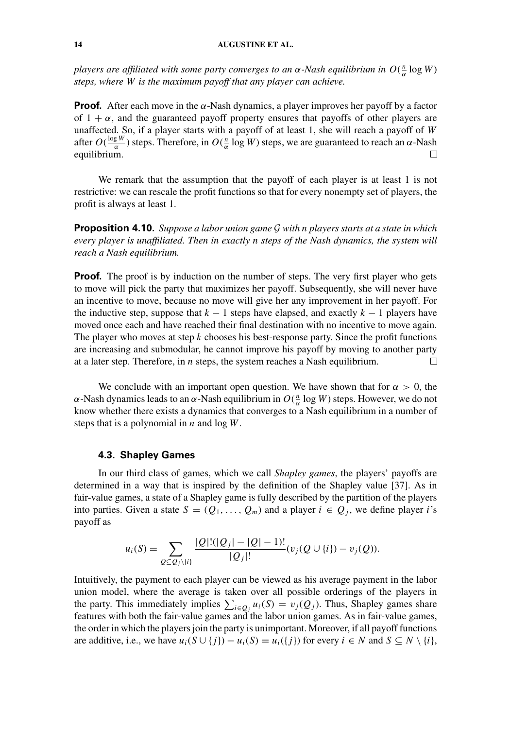*players are affiliated with some party converges to an $\alpha$-Nash equilibrium in $O(\frac{n}{\alpha}\log W)$ steps, where $W$ is the maximum payoff that any player can achieve.*

**Proof.** After each move in the $\alpha$-Nash dynamics, a player improves her payoff by a factor of $1+\alpha$, and the guaranteed payoff property ensures that payoffs of other players are unaffected. So, if a player starts with a payoff of at least 1, she will reach a payoff of $W$ after $O(\frac{\log W}{\alpha})$ steps. Therefore, in $O(\frac{n}{\alpha}\log W)$ steps, we are guaranteed to reach an $\alpha$-Nash equilibrium. □

We remark that the assumption that the payoff of each player is at least 1 is not restrictive: we can rescale the profit functions so that for every nonempty set of players, the profit is always at least 1.

**Proposition 4.10.** *Suppose a labor union game $\mathcal{G}$ with $n$ players starts at a state in which every player is unaffiliated. Then in exactly $n$ steps of the Nash dynamics, the system will reach a Nash equilibrium.*

**Proof.** The proof is by induction on the number of steps. The very first player who gets to move will pick the party that maximizes her payoff. Subsequently, she will never have an incentive to move, because no move will give her any improvement in her payoff. For the inductive step, suppose that $k-1$ steps have elapsed, and exactly $k-1$ players have moved once each and have reached their final destination with no incentive to move again. The player who moves at step $k$ chooses his best-response party. Since the profit functions are increasing and submodular, he cannot improve his payoff by moving to another party at a later step. Therefore, in $n$ steps, the system reaches a Nash equilibrium. □

We conclude with an important open question. We have shown that for $\alpha > 0$, the $\alpha$-Nash dynamics leads to an $\alpha$-Nash equilibrium in $O(\frac{n}{\alpha}\log W)$ steps. However, we do not know whether there exists a dynamics that converges to a Nash equilibrium in a number of steps that is a polynomial in $n$ and $\log W$.

### 4.3. Shapley Games

In our third class of games, which we call *Shapley games*, the players' payoffs are determined in a way that is inspired by the definition of the Shapley value [37]. As in fair-value games, a state of a Shapley game is fully described by the partition of the players into parties. Given a state $S = (Q_1, \ldots, Q_m)$ and a player $i \in Q_j$, we define player $i$'s payoff as

$$u_i(S) = \sum_{Q \subseteq Q_j \setminus \{i\}} \frac{|Q|!(|Q_j| - |Q| - 1)!}{|Q_j|!}(v_j(Q \cup \{i\}) - v_j(Q)).$$

Intuitively, the payment to each player can be viewed as his average payment in the labor union model, where the average is taken over all possible orderings of the players in the party. This immediately implies $\sum_{i \in Q_j} u_i(S) = v_j(Q_j)$. Thus, Shapley games share features with both the fair-value games and the labor union games. As in fair-value games, the order in which the players join the party is unimportant. Moreover, if all payoff functions are additive, i.e., we have $u_i(S \cup \{j\}) - u_i(S) = u_i(\{j\})$ for every $i \in N$ and $S \subseteq N \setminus \{i\}$,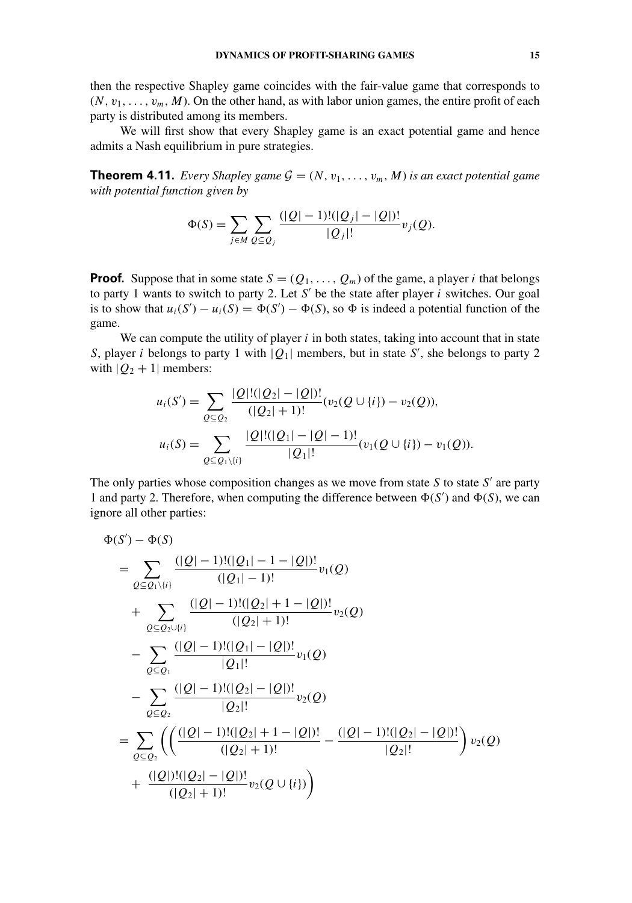then the respective Shapley game coincides with the fair-value game that corresponds to $(N, v_1, \ldots, v_m, M)$. On the other hand, as with labor union games, the entire profit of each party is distributed among its members.

We will first show that every Shapley game is an exact potential game and hence admits a Nash equilibrium in pure strategies.

**Theorem 4.11.** *Every Shapley game $\mathcal{G} = (N, v_1, \ldots, v_m, M)$ is an exact potential game with potential function given by*

$$\Phi(S) = \sum_{j \in M} \sum_{Q \subseteq Q_j} \frac{(|Q|-1)!(|Q_j| - |Q|)!}{|Q_j|!} v_j(Q).$$

**Proof.** Suppose that in some state $S = (Q_1, \ldots, Q_m)$ of the game, a player $i$ that belongs to party 1 wants to switch to party 2. Let $S'$ be the state after player $i$ switches. Our goal is to show that $u_i(S') - u_i(S) = \Phi(S') - \Phi(S)$, so $\Phi$ is indeed a potential function of the game.

We can compute the utility of player $i$ in both states, taking into account that in state $S$, player $i$ belongs to party 1 with $|Q_1|$ members, but in state $S'$, she belongs to party 2 with $|Q_2 + 1|$ members:

$$u_i(S') = \sum_{Q \subseteq Q_2} \frac{|Q|!(|Q_2| - |Q|)!}{(|Q_2|+1)!} (v_2(Q \cup \{i\}) - v_2(Q)),$$

$$u_i(S) = \sum_{Q \subseteq Q_1 \setminus \{i\}} \frac{|Q|!(|Q_1| - |Q| - 1)!}{|Q_1|!} (v_1(Q \cup \{i\}) - v_1(Q)).$$

The only parties whose composition changes as we move from state $S$ to state $S'$ are party 1 and party 2. Therefore, when computing the difference between $\Phi(S')$ and $\Phi(S)$, we can ignore all other parties:

$$\begin{aligned}
&\Phi(S') - \Phi(S) \\
&\quad = \sum_{Q \subseteq Q_1 \setminus \{i\}} \frac{(|Q|-1)!(|Q_1| - 1 - |Q|)!}{(|Q_1|-1)!} v_1(Q) \\
&\quad\quad + \sum_{Q \subseteq Q_2 \cup \{i\}} \frac{(|Q|-1)!(|Q_2| + 1 - |Q|)!}{(|Q_2|+1)!} v_2(Q) \\
&\quad\quad - \sum_{Q \subseteq Q_1} \frac{(|Q|-1)!(|Q_1| - |Q|)!}{|Q_1|!} v_1(Q) \\
&\quad\quad - \sum_{Q \subseteq Q_2} \frac{(|Q|-1)!(|Q_2| - |Q|)!}{|Q_2|!} v_2(Q) \\
&\quad = \sum_{Q \subseteq Q_2} \Bigg( \left( \frac{(|Q|-1)!(|Q_2| + 1 - |Q|)!}{(|Q_2|+1)!} - \frac{(|Q|-1)!(|Q_2| - |Q|)!}{|Q_2|!} \right) v_2(Q) \\
&\quad\quad + \frac{(|Q|)!(|Q_2| - |Q|)!}{(|Q_2|+1)!} v_2(Q \cup \{i\}) \Bigg)
\end{aligned}$$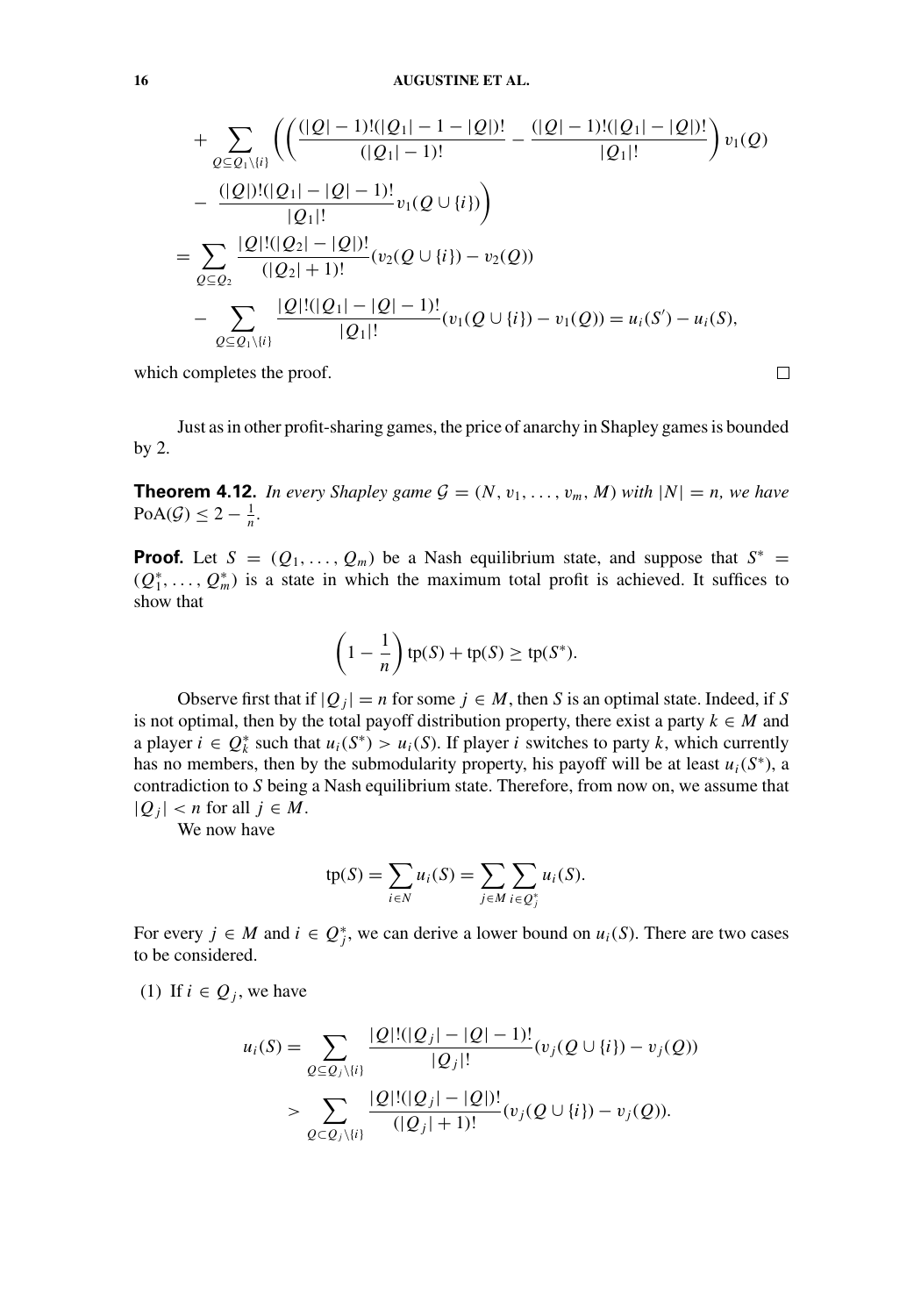$$
+ \sum_{Q \subseteq Q_1 \setminus \{i\}} \left( \left( \frac{(|Q|-1)!(|Q_1|-1-|Q|)!}{(|Q_1|-1)!} - \frac{(|Q|-1)!(|Q_1|-|Q|)!}{|Q_1|!} \right) v_1(Q) \right.
$$

$$
\left. - \frac{(|Q|)!(|Q_1|-|Q|-1)!}{|Q_1|!} v_1(Q \cup \{i\}) \right)
$$

$$
= \sum_{Q \subseteq Q_2} \frac{|Q|!(|Q_2|-|Q|)!}{(|Q_2|+1)!} (v_2(Q \cup \{i\}) - v_2(Q))
$$

$$
- \sum_{Q \subseteq Q_1 \setminus \{i\}} \frac{|Q|!(|Q_1|-|Q|-1)!}{|Q_1|!} (v_1(Q \cup \{i\}) - v_1(Q)) = u_i(S') - u_i(S),
$$

which completes the proof. □

Just as in other profit-sharing games, the price of anarchy in Shapley games is bounded by 2.

**Theorem 4.12.** *In every Shapley game $\mathcal{G} = (N, v_1, \ldots, v_m, M)$ with $|N| = n$, we have $\mathrm{PoA}(\mathcal{G}) \le 2 - \frac{1}{n}$.*

**Proof.** Let $S = (Q_1, \ldots, Q_m)$ be a Nash equilibrium state, and suppose that $S^* = (Q_1^*, \ldots, Q_m^*)$ is a state in which the maximum total profit is achieved. It suffices to show that

$$
\left(1 - \frac{1}{n}\right) \mathrm{tp}(S) + \mathrm{tp}(S) \ge \mathrm{tp}(S^*).
$$

Observe first that if $|Q_j| = n$ for some $j \in M$, then $S$ is an optimal state. Indeed, if $S$ is not optimal, then by the total payoff distribution property, there exist a party $k \in M$ and a player $i \in Q_k^*$ such that $u_i(S^*) > u_i(S)$. If player $i$ switches to party $k$, which currently has no members, then by the submodularity property, his payoff will be at least $u_i(S^*)$, a contradiction to $S$ being a Nash equilibrium state. Therefore, from now on, we assume that $|Q_j| < n$ for all $j \in M$.

We now have

$$
\mathrm{tp}(S) = \sum_{i \in N} u_i(S) = \sum_{j \in M} \sum_{i \in Q_j^*} u_i(S).
$$

For every $j \in M$ and $i \in Q_j^*$, we can derive a lower bound on $u_i(S)$. There are two cases to be considered.

(1) If $i \in Q_j$, we have

$$
u_i(S) = \sum_{Q \subseteq Q_j \setminus \{i\}} \frac{|Q|!(|Q_j|-|Q|-1)!}{|Q_j|!} (v_j(Q \cup \{i\}) - v_j(Q))
$$

$$
> \sum_{Q \subset Q_j \setminus \{i\}} \frac{|Q|!(|Q_j|-|Q|)!}{(|Q_j|+1)!} (v_j(Q \cup \{i\}) - v_j(Q)).
$$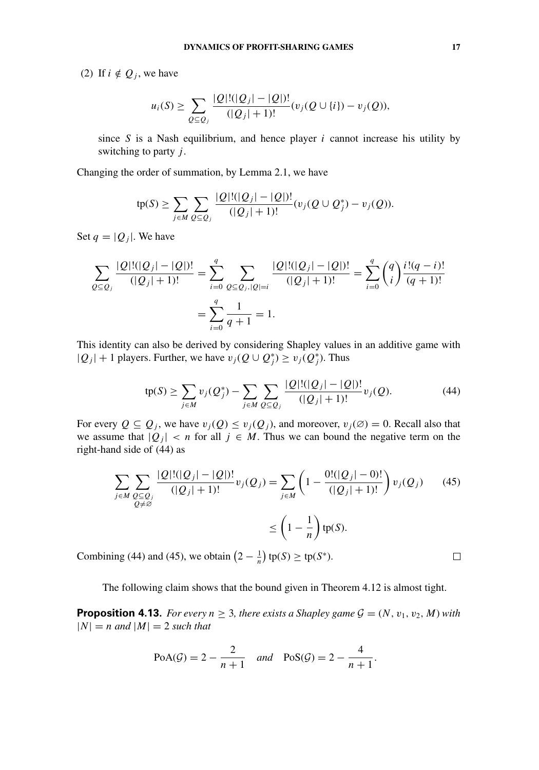(2) If $i \notin Q_j$, we have

$$u_i(S) \geq \sum_{Q \subseteq Q_j} \frac{|Q|!(|Q_j| - |Q|)!}{(|Q_j| + 1)!}(v_j(Q \cup \{i\}) - v_j(Q)),$$

since $S$ is a Nash equilibrium, and hence player $i$ cannot increase his utility by switching to party $j$.

Changing the order of summation, by Lemma 2.1, we have

$$\text{tp}(S) \geq \sum_{j \in M} \sum_{Q \subseteq Q_j} \frac{|Q|!(|Q_j| - |Q|)!}{(|Q_j| + 1)!}(v_j(Q \cup Q_j^*) - v_j(Q)).$$

Set $q = |Q_j|$. We have

$$\sum_{Q \subseteq Q_j} \frac{|Q|!(|Q_j| - |Q|)!}{(|Q_j| + 1)!} = \sum_{i=0}^{q} \sum_{Q \subseteq Q_j, |Q| = i} \frac{|Q|!(|Q_j| - |Q|)!}{(|Q_j| + 1)!} = \sum_{i=0}^{q} \binom{q}{i} \frac{i!(q-i)!}{(q+1)!}$$
$$= \sum_{i=0}^{q} \frac{1}{q+1} = 1.$$

This identity can also be derived by considering Shapley values in an additive game with $|Q_j| + 1$ players. Further, we have $v_j(Q \cup Q_j^*) \geq v_j(Q_j^*)$. Thus

$$\text{tp}(S) \geq \sum_{j \in M} v_j(Q_j^*) - \sum_{j \in M} \sum_{Q \subseteq Q_j} \frac{|Q|!(|Q_j| - |Q|)!}{(|Q_j| + 1)!} v_j(Q). \tag{44}$$

For every $Q \subseteq Q_j$, we have $v_j(Q) \leq v_j(Q_j)$, and moreover, $v_j(\varnothing) = 0$. Recall also that we assume that $|Q_j| < n$ for all $j \in M$. Thus we can bound the negative term on the right-hand side of (44) as

$$\sum_{j \in M} \sum_{\substack{Q \subseteq Q_j \\ Q \neq \varnothing}} \frac{|Q|!(|Q_j| - |Q|)!}{(|Q_j| + 1)!} v_j(Q_j) = \sum_{j \in M} \left(1 - \frac{0!(|Q_j| - 0)!}{(|Q_j| + 1)!}\right) v_j(Q_j) \tag{45}$$
$$\leq \left(1 - \frac{1}{n}\right) \text{tp}(S).$$

Combining (44) and (45), we obtain $\left(2 - \frac{1}{n}\right) \text{tp}(S) \geq \text{tp}(S^*)$. $\square$

The following claim shows that the bound given in Theorem 4.12 is almost tight.

**Proposition 4.13.** *For every $n \geq 3$, there exists a Shapley game $\mathcal{G} = (N, v_1, v_2, M)$ with $|N| = n$ and $|M| = 2$ such that*

$$\text{PoA}(\mathcal{G}) = 2 - \frac{2}{n+1} \quad \textit{and} \quad \text{PoS}(\mathcal{G}) = 2 - \frac{4}{n+1}.$$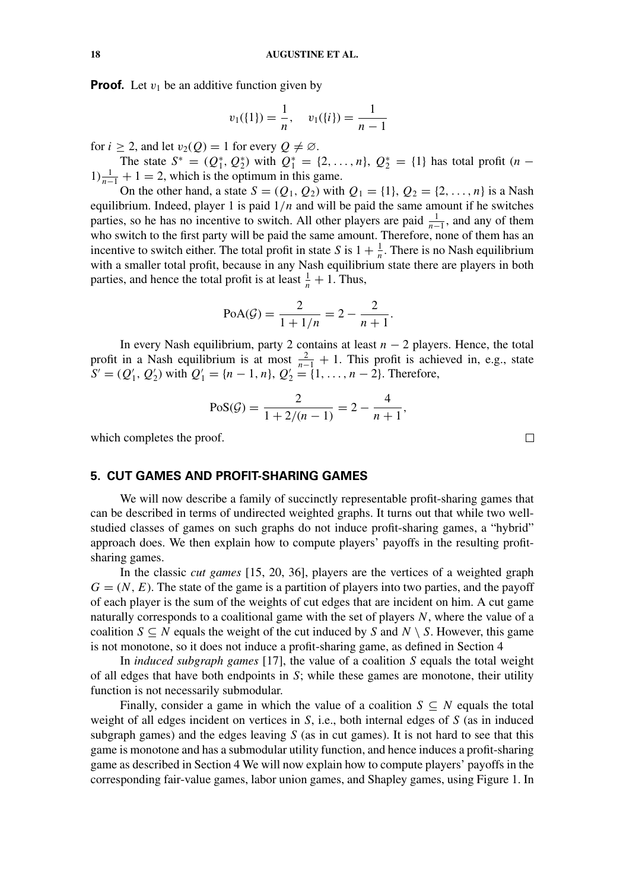**Proof.** Let $v_1$ be an additive function given by

$$v_1(\{1\}) = \frac{1}{n}, \quad v_1(\{i\}) = \frac{1}{n-1}$$

for $i \geq 2$, and let $v_2(Q) = 1$ for every $Q \neq \varnothing$.

The state $S^* = (Q_1^*, Q_2^*)$ with $Q_1^* = \{2, \ldots, n\}$, $Q_2^* = \{1\}$ has total profit $(n-1)\frac{1}{n-1} + 1 = 2$, which is the optimum in this game.

On the other hand, a state $S = (Q_1, Q_2)$ with $Q_1 = \{1\}$, $Q_2 = \{2, \ldots, n\}$ is a Nash equilibrium. Indeed, player 1 is paid $1/n$ and will be paid the same amount if he switches parties, so he has no incentive to switch. All other players are paid $\frac{1}{n-1}$, and any of them who switch to the first party will be paid the same amount. Therefore, none of them has an incentive to switch either. The total profit in state $S$ is $1 + \frac{1}{n}$. There is no Nash equilibrium with a smaller total profit, because in any Nash equilibrium state there are players in both parties, and hence the total profit is at least $\frac{1}{n} + 1$. Thus,

$$\text{PoA}(\mathcal{G}) = \frac{2}{1 + 1/n} = 2 - \frac{2}{n+1}.$$

In every Nash equilibrium, party 2 contains at least $n-2$ players. Hence, the total profit in a Nash equilibrium is at most $\frac{2}{n-1} + 1$. This profit is achieved in, e.g., state $S' = (Q_1', Q_2')$ with $Q_1' = \{n-1, n\}$, $Q_2' = \{1, \ldots, n-2\}$. Therefore,

$$\text{PoS}(\mathcal{G}) = \frac{2}{1 + 2/(n-1)} = 2 - \frac{4}{n+1},$$

which completes the proof. $\square$

## 5. CUT GAMES AND PROFIT-SHARING GAMES

We will now describe a family of succinctly representable profit-sharing games that can be described in terms of undirected weighted graphs. It turns out that while two well-studied classes of games on such graphs do not induce profit-sharing games, a "hybrid" approach does. We then explain how to compute players' payoffs in the resulting profit-sharing games.

In the classic *cut games* [15, 20, 36], players are the vertices of a weighted graph $G = (N, E)$. The state of the game is a partition of players into two parties, and the payoff of each player is the sum of the weights of cut edges that are incident on him. A cut game naturally corresponds to a coalitional game with the set of players $N$, where the value of a coalition $S \subseteq N$ equals the weight of the cut induced by $S$ and $N \setminus S$. However, this game is not monotone, so it does not induce a profit-sharing game, as defined in Section 4

In *induced subgraph games* [17], the value of a coalition $S$ equals the total weight of all edges that have both endpoints in $S$; while these games are monotone, their utility function is not necessarily submodular.

Finally, consider a game in which the value of a coalition $S \subseteq N$ equals the total weight of all edges incident on vertices in $S$, i.e., both internal edges of $S$ (as in induced subgraph games) and the edges leaving $S$ (as in cut games). It is not hard to see that this game is monotone and has a submodular utility function, and hence induces a profit-sharing game as described in Section 4 We will now explain how to compute players' payoffs in the corresponding fair-value games, labor union games, and Shapley games, using Figure 1. In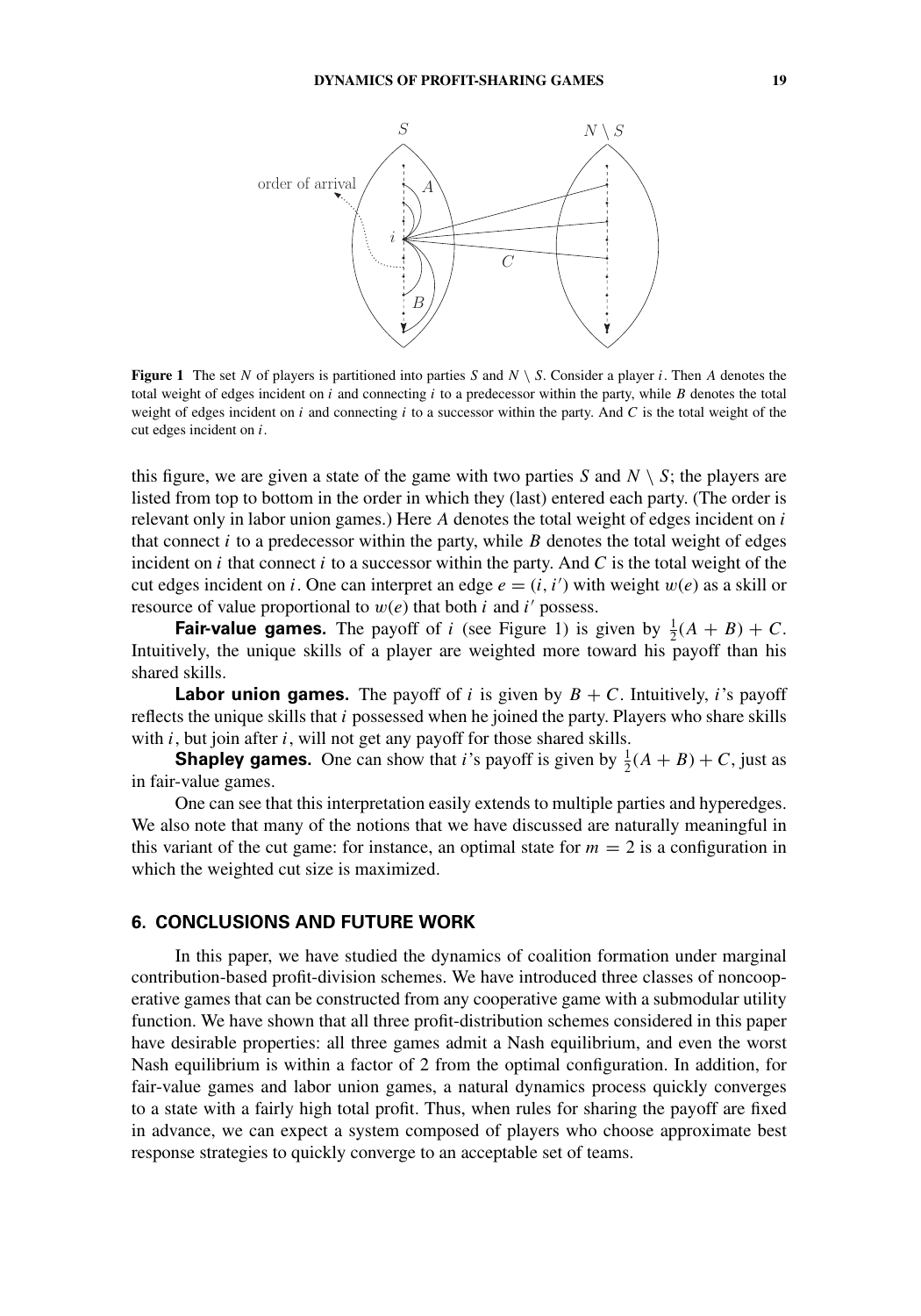**Figure 1** The set $N$ of players is partitioned into parties $S$ and $N \setminus S$. Consider a player $i$. Then $A$ denotes the total weight of edges incident on $i$ and connecting $i$ to a predecessor within the party, while $B$ denotes the total weight of edges incident on $i$ and connecting $i$ to a successor within the party. And $C$ is the total weight of the cut edges incident on $i$.

this figure, we are given a state of the game with two parties $S$ and $N \setminus S$; the players are listed from top to bottom in the order in which they (last) entered each party. (The order is relevant only in labor union games.) Here $A$ denotes the total weight of edges incident on $i$ that connect $i$ to a predecessor within the party, while $B$ denotes the total weight of edges incident on $i$ that connect $i$ to a successor within the party. And $C$ is the total weight of the cut edges incident on $i$. One can interpret an edge $e = (i, i')$ with weight $w(e)$ as a skill or resource of value proportional to $w(e)$ that both $i$ and $i'$ possess.

**Fair-value games.** The payoff of $i$ (see Figure 1) is given by $\frac{1}{2}(A + B) + C$. Intuitively, the unique skills of a player are weighted more toward his payoff than his shared skills.

**Labor union games.** The payoff of $i$ is given by $B + C$. Intuitively, $i$'s payoff reflects the unique skills that $i$ possessed when he joined the party. Players who share skills with $i$, but join after $i$, will not get any payoff for those shared skills.

**Shapley games.** One can show that $i$'s payoff is given by $\frac{1}{2}(A + B) + C$, just as in fair-value games.

One can see that this interpretation easily extends to multiple parties and hyperedges. We also note that many of the notions that we have discussed are naturally meaningful in this variant of the cut game: for instance, an optimal state for $m = 2$ is a configuration in which the weighted cut size is maximized.

## 6. CONCLUSIONS AND FUTURE WORK

In this paper, we have studied the dynamics of coalition formation under marginal contribution-based profit-division schemes. We have introduced three classes of noncooperative games that can be constructed from any cooperative game with a submodular utility function. We have shown that all three profit-distribution schemes considered in this paper have desirable properties: all three games admit a Nash equilibrium, and even the worst Nash equilibrium is within a factor of 2 from the optimal configuration. In addition, for fair-value games and labor union games, a natural dynamics process quickly converges to a state with a fairly high total profit. Thus, when rules for sharing the payoff are fixed in advance, we can expect a system composed of players who choose approximate best response strategies to quickly converge to an acceptable set of teams.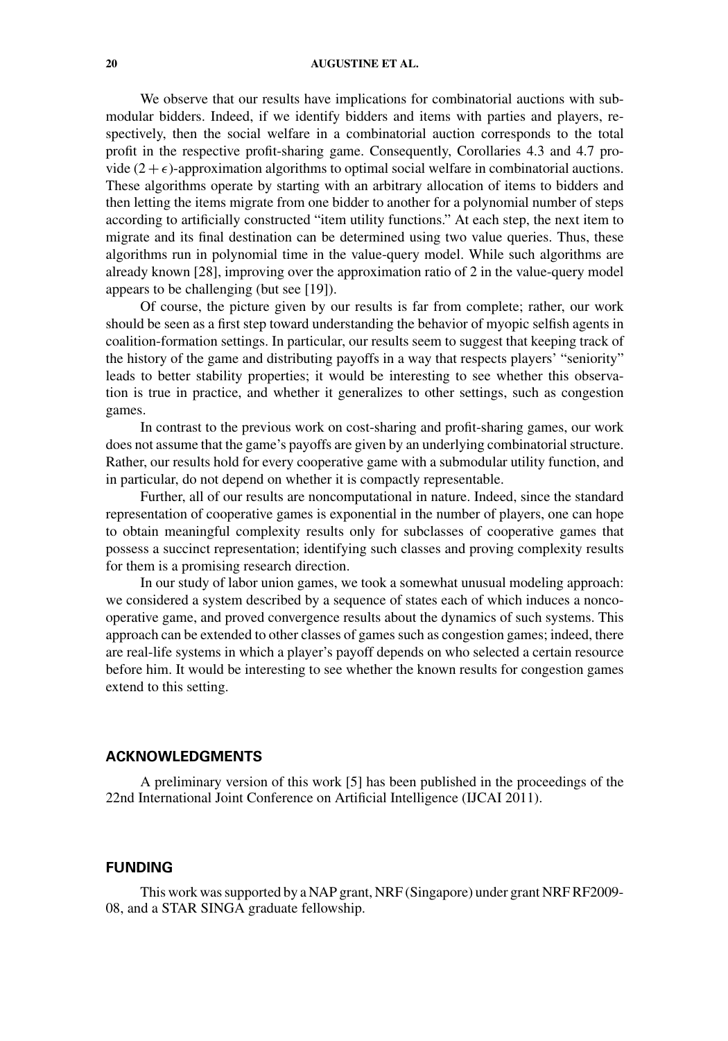We observe that our results have implications for combinatorial auctions with submodular bidders. Indeed, if we identify bidders and items with parties and players, respectively, then the social welfare in a combinatorial auction corresponds to the total profit in the respective profit-sharing game. Consequently, Corollaries 4.3 and 4.7 provide $(2 + \epsilon)$-approximation algorithms to optimal social welfare in combinatorial auctions. These algorithms operate by starting with an arbitrary allocation of items to bidders and then letting the items migrate from one bidder to another for a polynomial number of steps according to artificially constructed "item utility functions." At each step, the next item to migrate and its final destination can be determined using two value queries. Thus, these algorithms run in polynomial time in the value-query model. While such algorithms are already known [28], improving over the approximation ratio of 2 in the value-query model appears to be challenging (but see [19]).

Of course, the picture given by our results is far from complete; rather, our work should be seen as a first step toward understanding the behavior of myopic selfish agents in coalition-formation settings. In particular, our results seem to suggest that keeping track of the history of the game and distributing payoffs in a way that respects players' "seniority" leads to better stability properties; it would be interesting to see whether this observation is true in practice, and whether it generalizes to other settings, such as congestion games.

In contrast to the previous work on cost-sharing and profit-sharing games, our work does not assume that the game's payoffs are given by an underlying combinatorial structure. Rather, our results hold for every cooperative game with a submodular utility function, and in particular, do not depend on whether it is compactly representable.

Further, all of our results are noncomputational in nature. Indeed, since the standard representation of cooperative games is exponential in the number of players, one can hope to obtain meaningful complexity results only for subclasses of cooperative games that possess a succinct representation; identifying such classes and proving complexity results for them is a promising research direction.

In our study of labor union games, we took a somewhat unusual modeling approach: we considered a system described by a sequence of states each of which induces a noncooperative game, and proved convergence results about the dynamics of such systems. This approach can be extended to other classes of games such as congestion games; indeed, there are real-life systems in which a player's payoff depends on who selected a certain resource before him. It would be interesting to see whether the known results for congestion games extend to this setting.

## ACKNOWLEDGMENTS

A preliminary version of this work [5] has been published in the proceedings of the 22nd International Joint Conference on Artificial Intelligence (IJCAI 2011).

## FUNDING

This work was supported by a NAP grant, NRF (Singapore) under grant NRF RF2009-08, and a STAR SINGA graduate fellowship.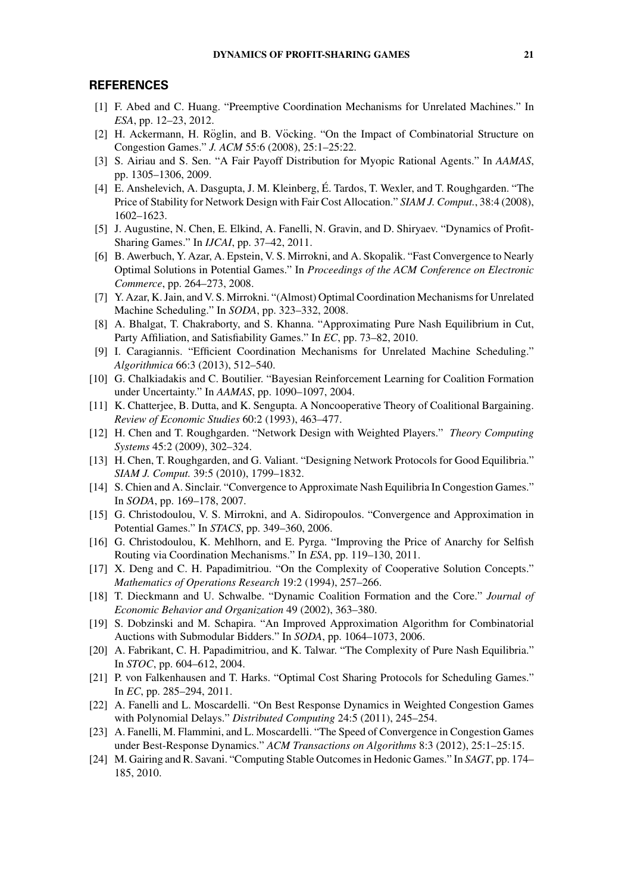## REFERENCES

[1] F. Abed and C. Huang. "Preemptive Coordination Mechanisms for Unrelated Machines." In *ESA*, pp. 12–23, 2012.

[2] H. Ackermann, H. Röglin, and B. Vöcking. "On the Impact of Combinatorial Structure on Congestion Games." *J. ACM* 55:6 (2008), 25:1–25:22.

[3] S. Airiau and S. Sen. "A Fair Payoff Distribution for Myopic Rational Agents." In *AAMAS*, pp. 1305–1306, 2009.

[4] E. Anshelevich, A. Dasgupta, J. M. Kleinberg, É. Tardos, T. Wexler, and T. Roughgarden. "The Price of Stability for Network Design with Fair Cost Allocation." *SIAM J. Comput.*, 38:4 (2008), 1602–1623.

[5] J. Augustine, N. Chen, E. Elkind, A. Fanelli, N. Gravin, and D. Shiryaev. "Dynamics of Profit-Sharing Games." In *IJCAI*, pp. 37–42, 2011.

[6] B. Awerbuch, Y. Azar, A. Epstein, V. S. Mirrokni, and A. Skopalik. "Fast Convergence to Nearly Optimal Solutions in Potential Games." In *Proceedings of the ACM Conference on Electronic Commerce*, pp. 264–273, 2008.

[7] Y. Azar, K. Jain, and V. S. Mirrokni. "(Almost) Optimal Coordination Mechanisms for Unrelated Machine Scheduling." In *SODA*, pp. 323–332, 2008.

[8] A. Bhalgat, T. Chakraborty, and S. Khanna. "Approximating Pure Nash Equilibrium in Cut, Party Affiliation, and Satisfiability Games." In *EC*, pp. 73–82, 2010.

[9] I. Caragiannis. "Efficient Coordination Mechanisms for Unrelated Machine Scheduling." *Algorithmica* 66:3 (2013), 512–540.

[10] G. Chalkiadakis and C. Boutilier. "Bayesian Reinforcement Learning for Coalition Formation under Uncertainty." In *AAMAS*, pp. 1090–1097, 2004.

[11] K. Chatterjee, B. Dutta, and K. Sengupta. A Noncooperative Theory of Coalitional Bargaining. *Review of Economic Studies* 60:2 (1993), 463–477.

[12] H. Chen and T. Roughgarden. "Network Design with Weighted Players." *Theory Computing Systems* 45:2 (2009), 302–324.

[13] H. Chen, T. Roughgarden, and G. Valiant. "Designing Network Protocols for Good Equilibria." *SIAM J. Comput.* 39:5 (2010), 1799–1832.

[14] S. Chien and A. Sinclair. "Convergence to Approximate Nash Equilibria In Congestion Games." In *SODA*, pp. 169–178, 2007.

[15] G. Christodoulou, V. S. Mirrokni, and A. Sidiropoulos. "Convergence and Approximation in Potential Games." In *STACS*, pp. 349–360, 2006.

[16] G. Christodoulou, K. Mehlhorn, and E. Pyrga. "Improving the Price of Anarchy for Selfish Routing via Coordination Mechanisms." In *ESA*, pp. 119–130, 2011.

[17] X. Deng and C. H. Papadimitriou. "On the Complexity of Cooperative Solution Concepts." *Mathematics of Operations Research* 19:2 (1994), 257–266.

[18] T. Dieckmann and U. Schwalbe. "Dynamic Coalition Formation and the Core." *Journal of Economic Behavior and Organization* 49 (2002), 363–380.

[19] S. Dobzinski and M. Schapira. "An Improved Approximation Algorithm for Combinatorial Auctions with Submodular Bidders." In *SODA*, pp. 1064–1073, 2006.

[20] A. Fabrikant, C. H. Papadimitriou, and K. Talwar. "The Complexity of Pure Nash Equilibria." In *STOC*, pp. 604–612, 2004.

[21] P. von Falkenhausen and T. Harks. "Optimal Cost Sharing Protocols for Scheduling Games." In *EC*, pp. 285–294, 2011.

[22] A. Fanelli and L. Moscardelli. "On Best Response Dynamics in Weighted Congestion Games with Polynomial Delays." *Distributed Computing* 24:5 (2011), 245–254.

[23] A. Fanelli, M. Flammini, and L. Moscardelli. "The Speed of Convergence in Congestion Games under Best-Response Dynamics." *ACM Transactions on Algorithms* 8:3 (2012), 25:1–25:15.

[24] M. Gairing and R. Savani. "Computing Stable Outcomes in Hedonic Games." In *SAGT*, pp. 174–185, 2010.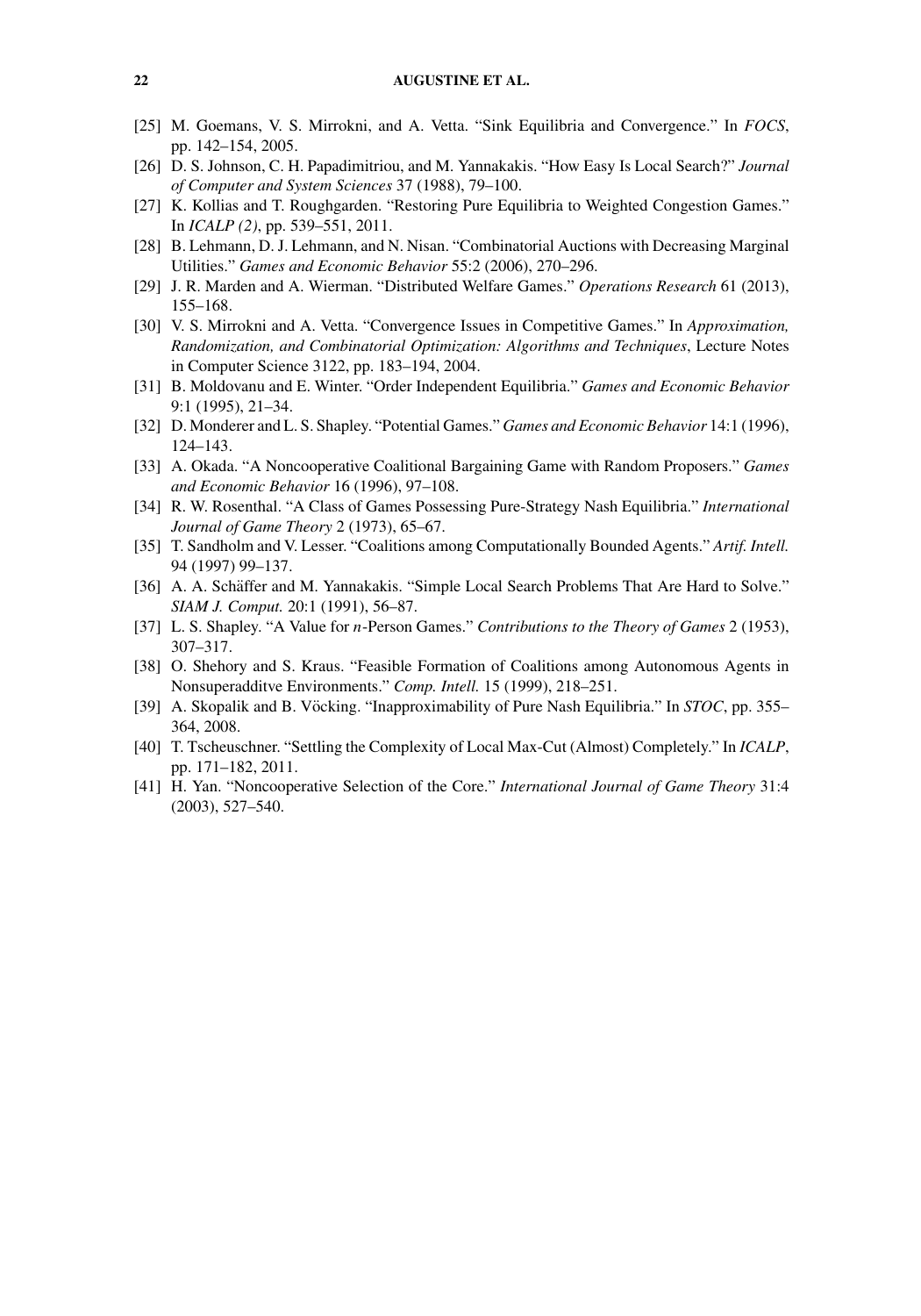[25] M. Goemans, V. S. Mirrokni, and A. Vetta. "Sink Equilibria and Convergence." In *FOCS*, pp. 142–154, 2005.

[26] D. S. Johnson, C. H. Papadimitriou, and M. Yannakakis. "How Easy Is Local Search?" *Journal of Computer and System Sciences* 37 (1988), 79–100.

[27] K. Kollias and T. Roughgarden. "Restoring Pure Equilibria to Weighted Congestion Games." In *ICALP (2)*, pp. 539–551, 2011.

[28] B. Lehmann, D. J. Lehmann, and N. Nisan. "Combinatorial Auctions with Decreasing Marginal Utilities." *Games and Economic Behavior* 55:2 (2006), 270–296.

[29] J. R. Marden and A. Wierman. "Distributed Welfare Games." *Operations Research* 61 (2013), 155–168.

[30] V. S. Mirrokni and A. Vetta. "Convergence Issues in Competitive Games." In *Approximation, Randomization, and Combinatorial Optimization: Algorithms and Techniques*, Lecture Notes in Computer Science 3122, pp. 183–194, 2004.

[31] B. Moldovanu and E. Winter. "Order Independent Equilibria." *Games and Economic Behavior* 9:1 (1995), 21–34.

[32] D. Monderer and L. S. Shapley. "Potential Games." *Games and Economic Behavior* 14:1 (1996), 124–143.

[33] A. Okada. "A Noncooperative Coalitional Bargaining Game with Random Proposers." *Games and Economic Behavior* 16 (1996), 97–108.

[34] R. W. Rosenthal. "A Class of Games Possessing Pure-Strategy Nash Equilibria." *International Journal of Game Theory* 2 (1973), 65–67.

[35] T. Sandholm and V. Lesser. "Coalitions among Computationally Bounded Agents." *Artif. Intell.* 94 (1997) 99–137.

[36] A. A. Schäffer and M. Yannakakis. "Simple Local Search Problems That Are Hard to Solve." *SIAM J. Comput.* 20:1 (1991), 56–87.

[37] L. S. Shapley. "A Value for *n*-Person Games." *Contributions to the Theory of Games* 2 (1953), 307–317.

[38] O. Shehory and S. Kraus. "Feasible Formation of Coalitions among Autonomous Agents in Nonsuperadditve Environments." *Comp. Intell.* 15 (1999), 218–251.

[39] A. Skopalik and B. Vöcking. "Inapproximability of Pure Nash Equilibria." In *STOC*, pp. 355–364, 2008.

[40] T. Tscheuschner. "Settling the Complexity of Local Max-Cut (Almost) Completely." In *ICALP*, pp. 171–182, 2011.

[41] H. Yan. "Noncooperative Selection of the Core." *International Journal of Game Theory* 31:4 (2003), 527–540.